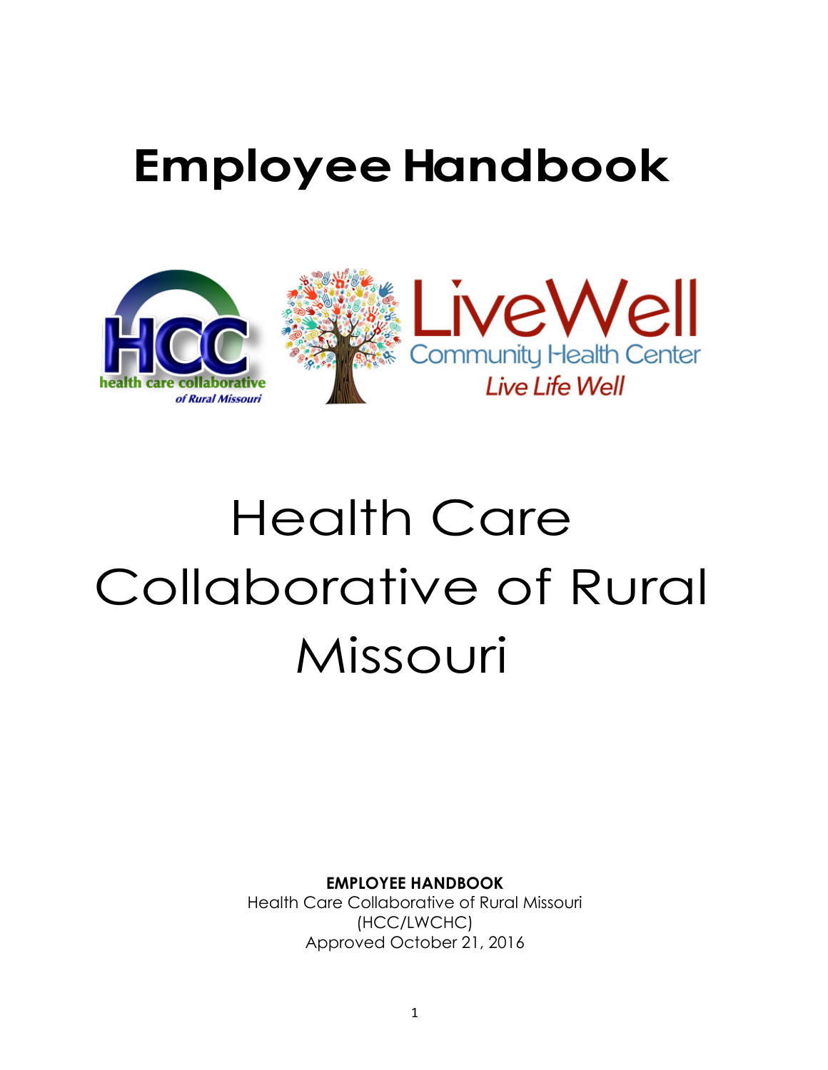# Employee Handbook

# Health Care Collaborative of Rural Missouri

**EMPLOYEE HANDBOOK**
Health Care Collaborative of Rural Missouri
(HCC/LWCHC)
Approved October 21, 2016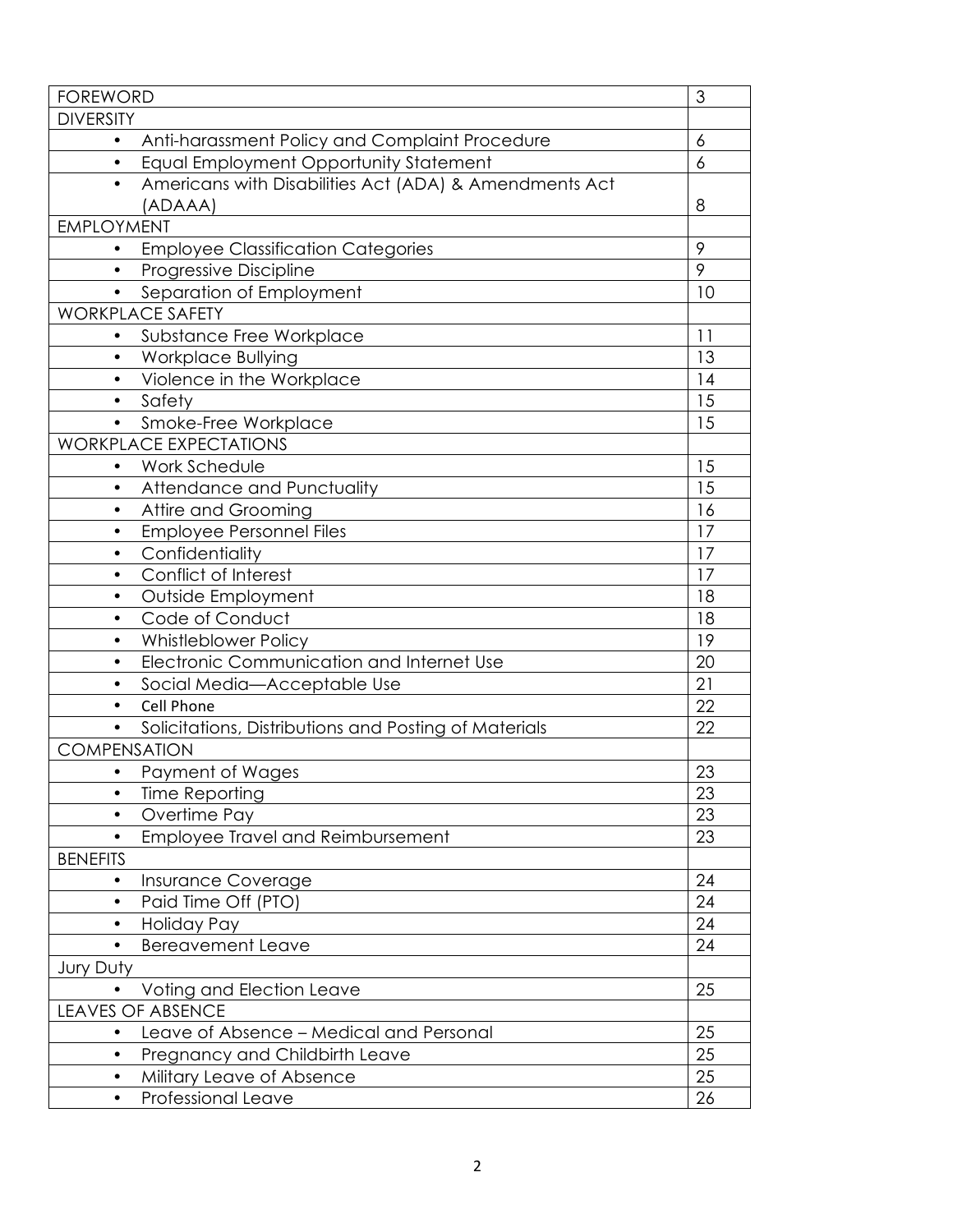| FOREWORD | 3 |
| --- | --- |
| DIVERSITY | |
| • Anti-harassment Policy and Complaint Procedure | 6 |
| • Equal Employment Opportunity Statement | 6 |
| • Americans with Disabilities Act (ADA) & Amendments Act (ADAAA) | 8 |
| EMPLOYMENT | |
| • Employee Classification Categories | 9 |
| • Progressive Discipline | 9 |
| • Separation of Employment | 10 |
| WORKPLACE SAFETY | |
| • Substance Free Workplace | 11 |
| • Workplace Bullying | 13 |
| • Violence in the Workplace | 14 |
| • Safety | 15 |
| • Smoke-Free Workplace | 15 |
| WORKPLACE EXPECTATIONS | |
| • Work Schedule | 15 |
| • Attendance and Punctuality | 15 |
| • Attire and Grooming | 16 |
| • Employee Personnel Files | 17 |
| • Confidentiality | 17 |
| • Conflict of Interest | 17 |
| • Outside Employment | 18 |
| • Code of Conduct | 18 |
| • Whistleblower Policy | 19 |
| • Electronic Communication and Internet Use | 20 |
| • Social Media—Acceptable Use | 21 |
| • Cell Phone | 22 |
| • Solicitations, Distributions and Posting of Materials | 22 |
| COMPENSATION | |
| • Payment of Wages | 23 |
| • Time Reporting | 23 |
| • Overtime Pay | 23 |
| • Employee Travel and Reimbursement | 23 |
| BENEFITS | |
| • Insurance Coverage | 24 |
| • Paid Time Off (PTO) | 24 |
| • Holiday Pay | 24 |
| • Bereavement Leave | 24 |
| Jury Duty | |
| • Voting and Election Leave | 25 |
| LEAVES OF ABSENCE | |
| • Leave of Absence – Medical and Personal | 25 |
| • Pregnancy and Childbirth Leave | 25 |
| • Military Leave of Absence | 25 |
| • Professional Leave | 26 |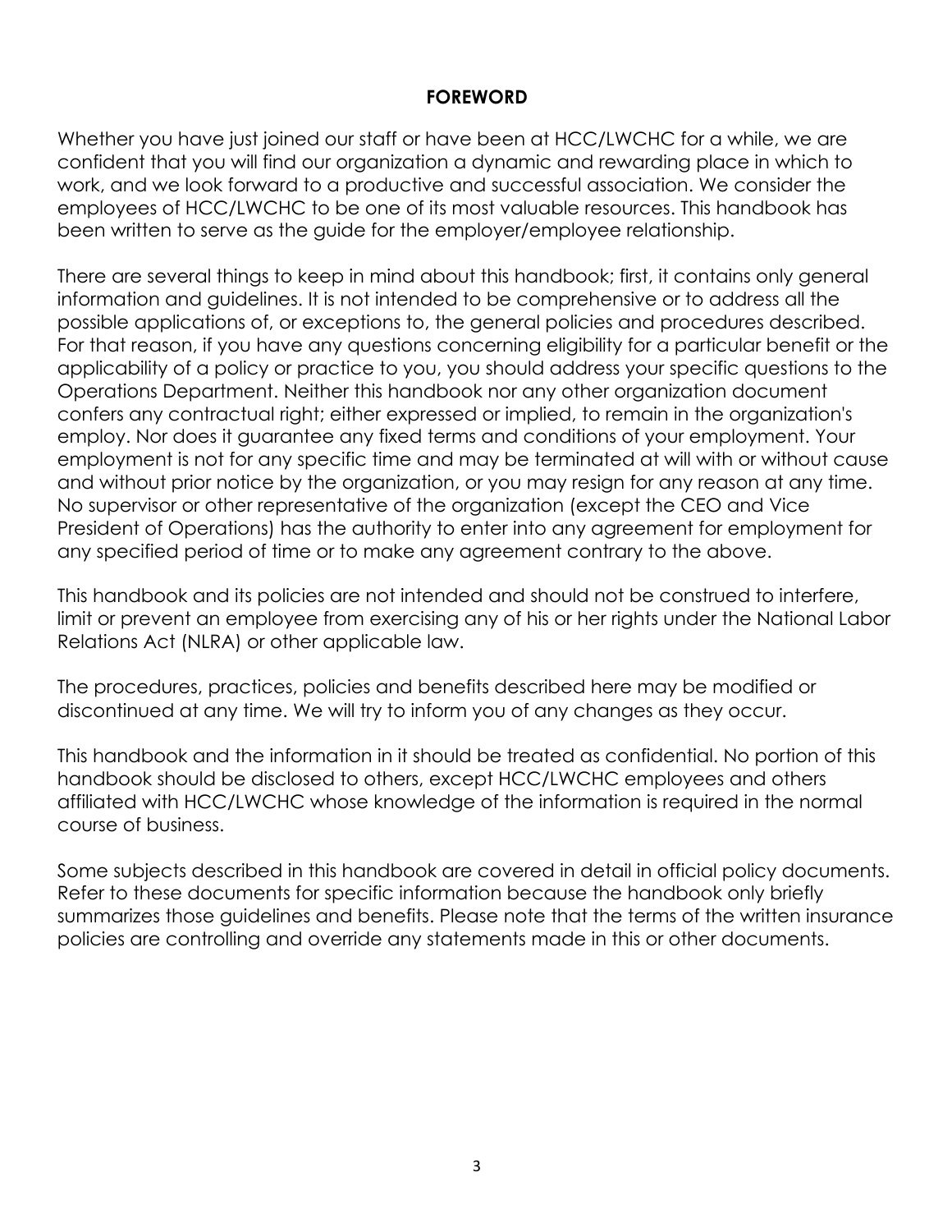## FOREWORD

Whether you have just joined our staff or have been at HCC/LWCHC for a while, we are confident that you will find our organization a dynamic and rewarding place in which to work, and we look forward to a productive and successful association. We consider the employees of HCC/LWCHC to be one of its most valuable resources. This handbook has been written to serve as the guide for the employer/employee relationship.

There are several things to keep in mind about this handbook; first, it contains only general information and guidelines. It is not intended to be comprehensive or to address all the possible applications of, or exceptions to, the general policies and procedures described. For that reason, if you have any questions concerning eligibility for a particular benefit or the applicability of a policy or practice to you, you should address your specific questions to the Operations Department. Neither this handbook nor any other organization document confers any contractual right; either expressed or implied, to remain in the organization's employ. Nor does it guarantee any fixed terms and conditions of your employment. Your employment is not for any specific time and may be terminated at will with or without cause and without prior notice by the organization, or you may resign for any reason at any time. No supervisor or other representative of the organization (except the CEO and Vice President of Operations) has the authority to enter into any agreement for employment for any specified period of time or to make any agreement contrary to the above.

This handbook and its policies are not intended and should not be construed to interfere, limit or prevent an employee from exercising any of his or her rights under the National Labor Relations Act (NLRA) or other applicable law.

The procedures, practices, policies and benefits described here may be modified or discontinued at any time. We will try to inform you of any changes as they occur.

This handbook and the information in it should be treated as confidential. No portion of this handbook should be disclosed to others, except HCC/LWCHC employees and others affiliated with HCC/LWCHC whose knowledge of the information is required in the normal course of business.

Some subjects described in this handbook are covered in detail in official policy documents. Refer to these documents for specific information because the handbook only briefly summarizes those guidelines and benefits. Please note that the terms of the written insurance policies are controlling and override any statements made in this or other documents.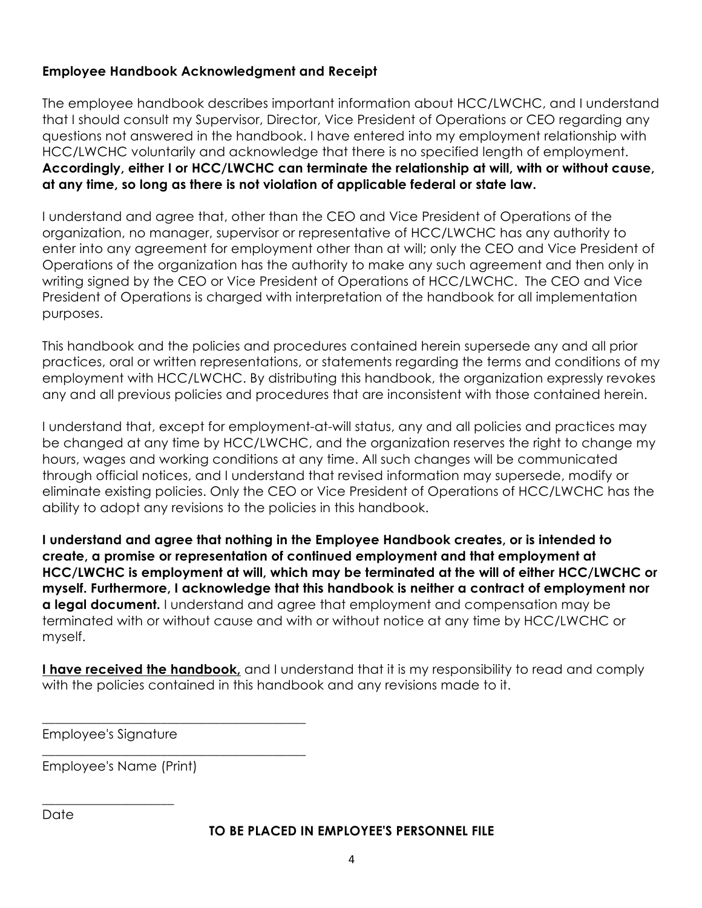**Employee Handbook Acknowledgment and Receipt**

The employee handbook describes important information about HCC/LWCHC, and I understand that I should consult my Supervisor, Director, Vice President of Operations or CEO regarding any questions not answered in the handbook. I have entered into my employment relationship with HCC/LWCHC voluntarily and acknowledge that there is no specified length of employment. **Accordingly, either I or HCC/LWCHC can terminate the relationship at will, with or without cause, at any time, so long as there is not violation of applicable federal or state law.**

I understand and agree that, other than the CEO and Vice President of Operations of the organization, no manager, supervisor or representative of HCC/LWCHC has any authority to enter into any agreement for employment other than at will; only the CEO and Vice President of Operations of the organization has the authority to make any such agreement and then only in writing signed by the CEO or Vice President of Operations of HCC/LWCHC. The CEO and Vice President of Operations is charged with interpretation of the handbook for all implementation purposes.

This handbook and the policies and procedures contained herein supersede any and all prior practices, oral or written representations, or statements regarding the terms and conditions of my employment with HCC/LWCHC. By distributing this handbook, the organization expressly revokes any and all previous policies and procedures that are inconsistent with those contained herein.

I understand that, except for employment-at-will status, any and all policies and practices may be changed at any time by HCC/LWCHC, and the organization reserves the right to change my hours, wages and working conditions at any time. All such changes will be communicated through official notices, and I understand that revised information may supersede, modify or eliminate existing policies. Only the CEO or Vice President of Operations of HCC/LWCHC has the ability to adopt any revisions to the policies in this handbook.

**I understand and agree that nothing in the Employee Handbook creates, or is intended to create, a promise or representation of continued employment and that employment at HCC/LWCHC is employment at will, which may be terminated at the will of either HCC/LWCHC or myself. Furthermore, I acknowledge that this handbook is neither a contract of employment nor a legal document.** I understand and agree that employment and compensation may be terminated with or without cause and with or without notice at any time by HCC/LWCHC or myself.

**<u>I have received the handbook,</u>** and I understand that it is my responsibility to read and comply with the policies contained in this handbook and any revisions made to it.

\_\_\_\_\_\_\_\_\_\_\_\_\_\_\_\_\_\_\_\_\_\_\_\_\_\_\_\_\_\_\_\_\_\_\_\_\_\_\_\_
Employee's Signature

\_\_\_\_\_\_\_\_\_\_\_\_\_\_\_\_\_\_\_\_\_\_\_\_\_\_\_\_\_\_\_\_\_\_\_\_\_\_\_\_
Employee's Name (Print)

\_\_\_\_\_\_\_\_\_\_\_\_\_\_\_\_\_\_\_\_
Date

**TO BE PLACED IN EMPLOYEE'S PERSONNEL FILE**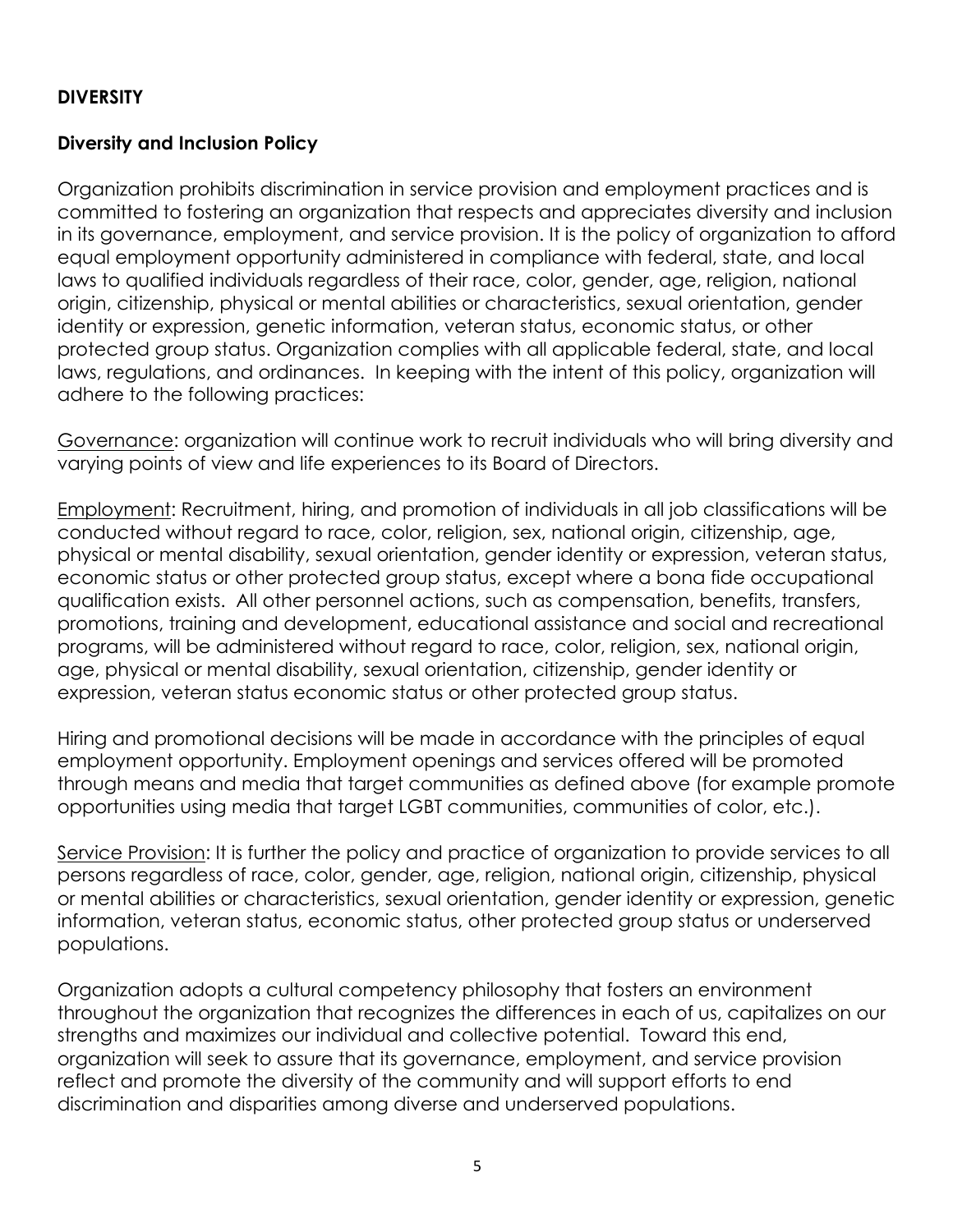**DIVERSITY**

**Diversity and Inclusion Policy**

Organization prohibits discrimination in service provision and employment practices and is committed to fostering an organization that respects and appreciates diversity and inclusion in its governance, employment, and service provision. It is the policy of organization to afford equal employment opportunity administered in compliance with federal, state, and local laws to qualified individuals regardless of their race, color, gender, age, religion, national origin, citizenship, physical or mental abilities or characteristics, sexual orientation, gender identity or expression, genetic information, veteran status, economic status, or other protected group status. Organization complies with all applicable federal, state, and local laws, regulations, and ordinances. In keeping with the intent of this policy, organization will adhere to the following practices:

<u>Governance</u>: organization will continue work to recruit individuals who will bring diversity and varying points of view and life experiences to its Board of Directors.

<u>Employment</u>: Recruitment, hiring, and promotion of individuals in all job classifications will be conducted without regard to race, color, religion, sex, national origin, citizenship, age, physical or mental disability, sexual orientation, gender identity or expression, veteran status, economic status or other protected group status, except where a bona fide occupational qualification exists. All other personnel actions, such as compensation, benefits, transfers, promotions, training and development, educational assistance and social and recreational programs, will be administered without regard to race, color, religion, sex, national origin, age, physical or mental disability, sexual orientation, citizenship, gender identity or expression, veteran status economic status or other protected group status.

Hiring and promotional decisions will be made in accordance with the principles of equal employment opportunity. Employment openings and services offered will be promoted through means and media that target communities as defined above (for example promote opportunities using media that target LGBT communities, communities of color, etc.).

<u>Service Provision</u>: It is further the policy and practice of organization to provide services to all persons regardless of race, color, gender, age, religion, national origin, citizenship, physical or mental abilities or characteristics, sexual orientation, gender identity or expression, genetic information, veteran status, economic status, other protected group status or underserved populations.

Organization adopts a cultural competency philosophy that fosters an environment throughout the organization that recognizes the differences in each of us, capitalizes on our strengths and maximizes our individual and collective potential. Toward this end, organization will seek to assure that its governance, employment, and service provision reflect and promote the diversity of the community and will support efforts to end discrimination and disparities among diverse and underserved populations.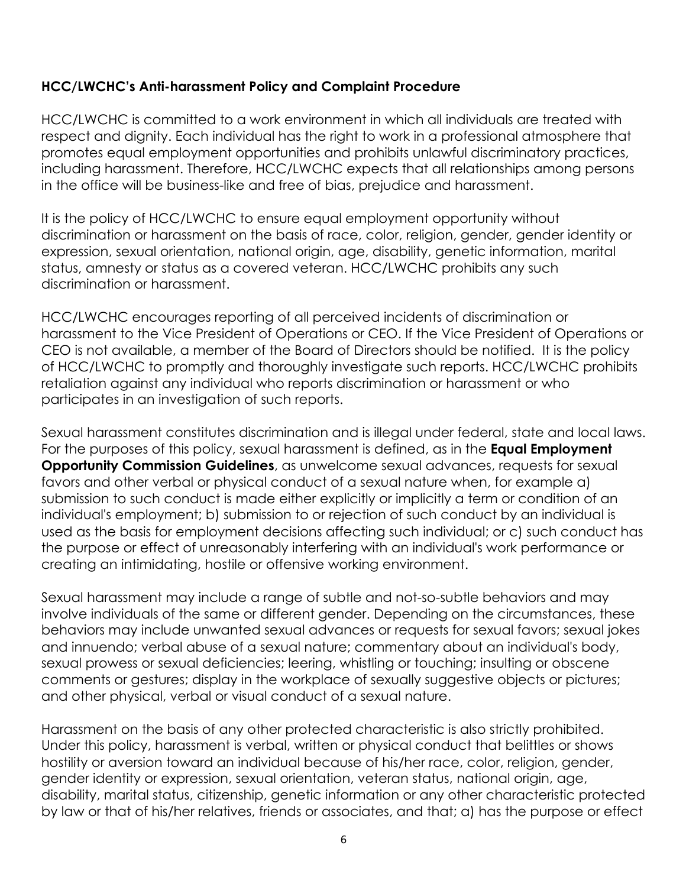**HCC/LWCHC's Anti-harassment Policy and Complaint Procedure**

HCC/LWCHC is committed to a work environment in which all individuals are treated with respect and dignity. Each individual has the right to work in a professional atmosphere that promotes equal employment opportunities and prohibits unlawful discriminatory practices, including harassment. Therefore, HCC/LWCHC expects that all relationships among persons in the office will be business-like and free of bias, prejudice and harassment.

It is the policy of HCC/LWCHC to ensure equal employment opportunity without discrimination or harassment on the basis of race, color, religion, gender, gender identity or expression, sexual orientation, national origin, age, disability, genetic information, marital status, amnesty or status as a covered veteran. HCC/LWCHC prohibits any such discrimination or harassment.

HCC/LWCHC encourages reporting of all perceived incidents of discrimination or harassment to the Vice President of Operations or CEO. If the Vice President of Operations or CEO is not available, a member of the Board of Directors should be notified. It is the policy of HCC/LWCHC to promptly and thoroughly investigate such reports. HCC/LWCHC prohibits retaliation against any individual who reports discrimination or harassment or who participates in an investigation of such reports.

Sexual harassment constitutes discrimination and is illegal under federal, state and local laws. For the purposes of this policy, sexual harassment is defined, as in the **Equal Employment Opportunity Commission Guidelines**, as unwelcome sexual advances, requests for sexual favors and other verbal or physical conduct of a sexual nature when, for example a) submission to such conduct is made either explicitly or implicitly a term or condition of an individual's employment; b) submission to or rejection of such conduct by an individual is used as the basis for employment decisions affecting such individual; or c) such conduct has the purpose or effect of unreasonably interfering with an individual's work performance or creating an intimidating, hostile or offensive working environment.

Sexual harassment may include a range of subtle and not-so-subtle behaviors and may involve individuals of the same or different gender. Depending on the circumstances, these behaviors may include unwanted sexual advances or requests for sexual favors; sexual jokes and innuendo; verbal abuse of a sexual nature; commentary about an individual's body, sexual prowess or sexual deficiencies; leering, whistling or touching; insulting or obscene comments or gestures; display in the workplace of sexually suggestive objects or pictures; and other physical, verbal or visual conduct of a sexual nature.

Harassment on the basis of any other protected characteristic is also strictly prohibited. Under this policy, harassment is verbal, written or physical conduct that belittles or shows hostility or aversion toward an individual because of his/her race, color, religion, gender, gender identity or expression, sexual orientation, veteran status, national origin, age, disability, marital status, citizenship, genetic information or any other characteristic protected by law or that of his/her relatives, friends or associates, and that; a) has the purpose or effect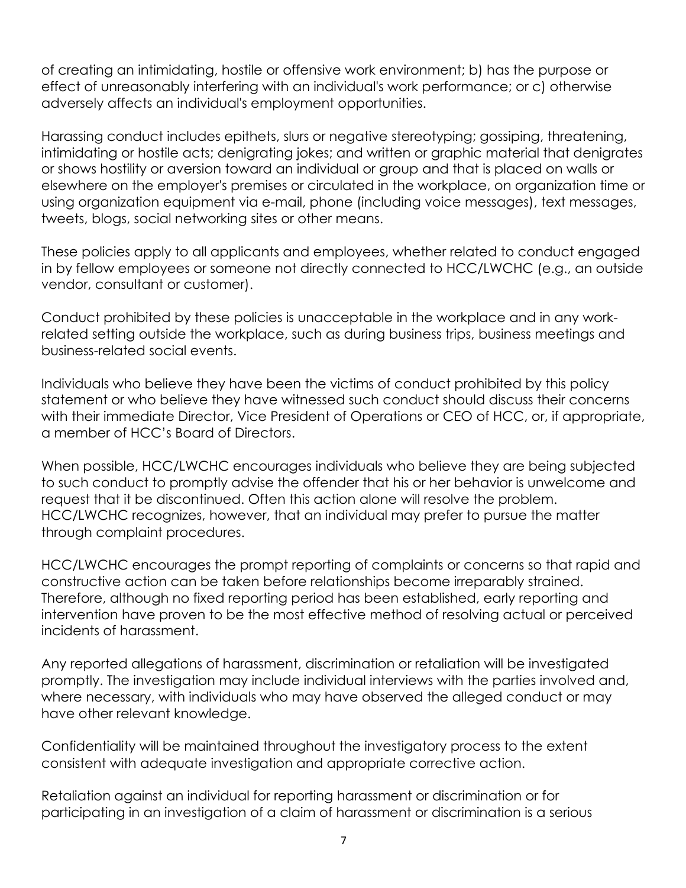of creating an intimidating, hostile or offensive work environment; b) has the purpose or effect of unreasonably interfering with an individual's work performance; or c) otherwise adversely affects an individual's employment opportunities.

Harassing conduct includes epithets, slurs or negative stereotyping; gossiping, threatening, intimidating or hostile acts; denigrating jokes; and written or graphic material that denigrates or shows hostility or aversion toward an individual or group and that is placed on walls or elsewhere on the employer's premises or circulated in the workplace, on organization time or using organization equipment via e-mail, phone (including voice messages), text messages, tweets, blogs, social networking sites or other means.

These policies apply to all applicants and employees, whether related to conduct engaged in by fellow employees or someone not directly connected to HCC/LWCHC (e.g., an outside vendor, consultant or customer).

Conduct prohibited by these policies is unacceptable in the workplace and in any work-related setting outside the workplace, such as during business trips, business meetings and business-related social events.

Individuals who believe they have been the victims of conduct prohibited by this policy statement or who believe they have witnessed such conduct should discuss their concerns with their immediate Director, Vice President of Operations or CEO of HCC, or, if appropriate, a member of HCC's Board of Directors.

When possible, HCC/LWCHC encourages individuals who believe they are being subjected to such conduct to promptly advise the offender that his or her behavior is unwelcome and request that it be discontinued. Often this action alone will resolve the problem. HCC/LWCHC recognizes, however, that an individual may prefer to pursue the matter through complaint procedures.

HCC/LWCHC encourages the prompt reporting of complaints or concerns so that rapid and constructive action can be taken before relationships become irreparably strained. Therefore, although no fixed reporting period has been established, early reporting and intervention have proven to be the most effective method of resolving actual or perceived incidents of harassment.

Any reported allegations of harassment, discrimination or retaliation will be investigated promptly. The investigation may include individual interviews with the parties involved and, where necessary, with individuals who may have observed the alleged conduct or may have other relevant knowledge.

Confidentiality will be maintained throughout the investigatory process to the extent consistent with adequate investigation and appropriate corrective action.

Retaliation against an individual for reporting harassment or discrimination or for participating in an investigation of a claim of harassment or discrimination is a serious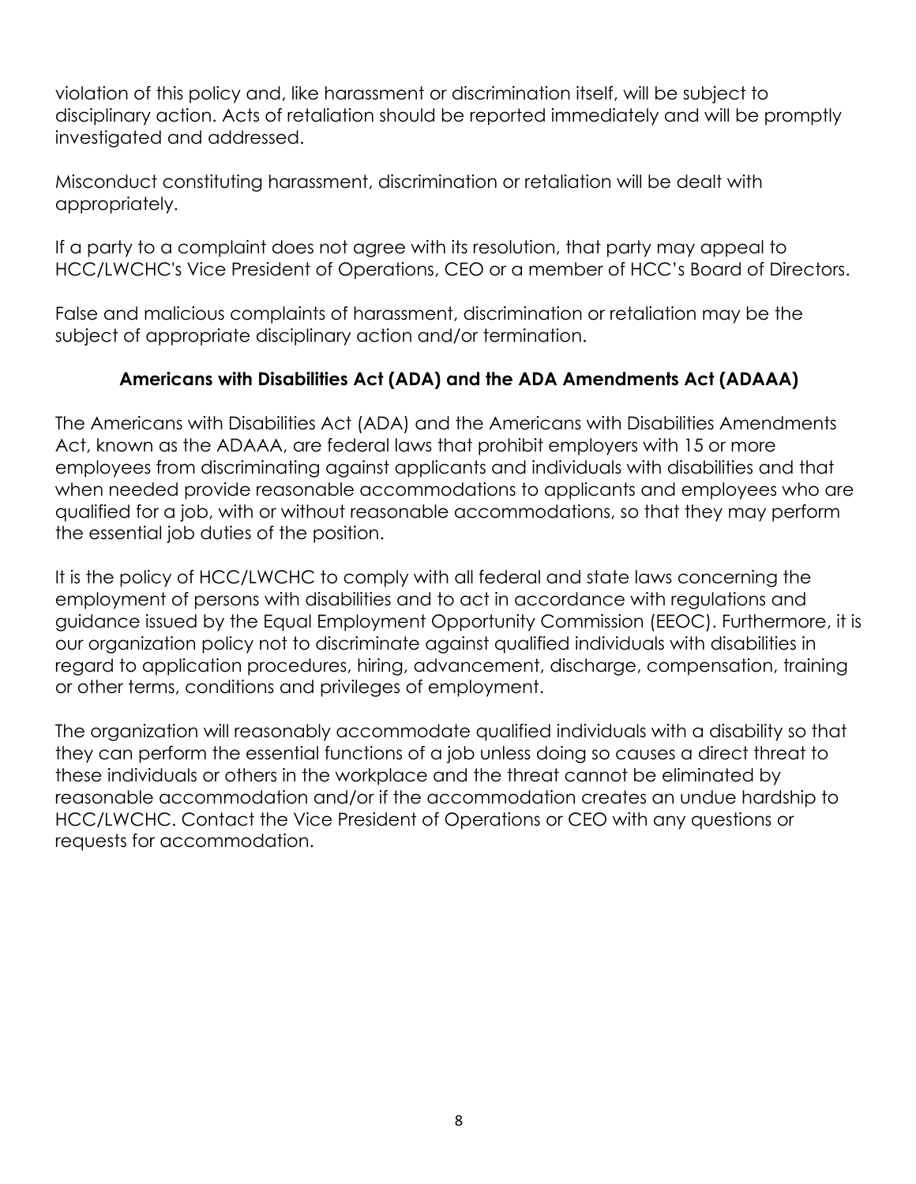violation of this policy and, like harassment or discrimination itself, will be subject to disciplinary action. Acts of retaliation should be reported immediately and will be promptly investigated and addressed.

Misconduct constituting harassment, discrimination or retaliation will be dealt with appropriately.

If a party to a complaint does not agree with its resolution, that party may appeal to HCC/LWCHC's Vice President of Operations, CEO or a member of HCC's Board of Directors.

False and malicious complaints of harassment, discrimination or retaliation may be the subject of appropriate disciplinary action and/or termination.

### Americans with Disabilities Act (ADA) and the ADA Amendments Act (ADAAA)

The Americans with Disabilities Act (ADA) and the Americans with Disabilities Amendments Act, known as the ADAAA, are federal laws that prohibit employers with 15 or more employees from discriminating against applicants and individuals with disabilities and that when needed provide reasonable accommodations to applicants and employees who are qualified for a job, with or without reasonable accommodations, so that they may perform the essential job duties of the position.

It is the policy of HCC/LWCHC to comply with all federal and state laws concerning the employment of persons with disabilities and to act in accordance with regulations and guidance issued by the Equal Employment Opportunity Commission (EEOC). Furthermore, it is our organization policy not to discriminate against qualified individuals with disabilities in regard to application procedures, hiring, advancement, discharge, compensation, training or other terms, conditions and privileges of employment.

The organization will reasonably accommodate qualified individuals with a disability so that they can perform the essential functions of a job unless doing so causes a direct threat to these individuals or others in the workplace and the threat cannot be eliminated by reasonable accommodation and/or if the accommodation creates an undue hardship to HCC/LWCHC. Contact the Vice President of Operations or CEO with any questions or requests for accommodation.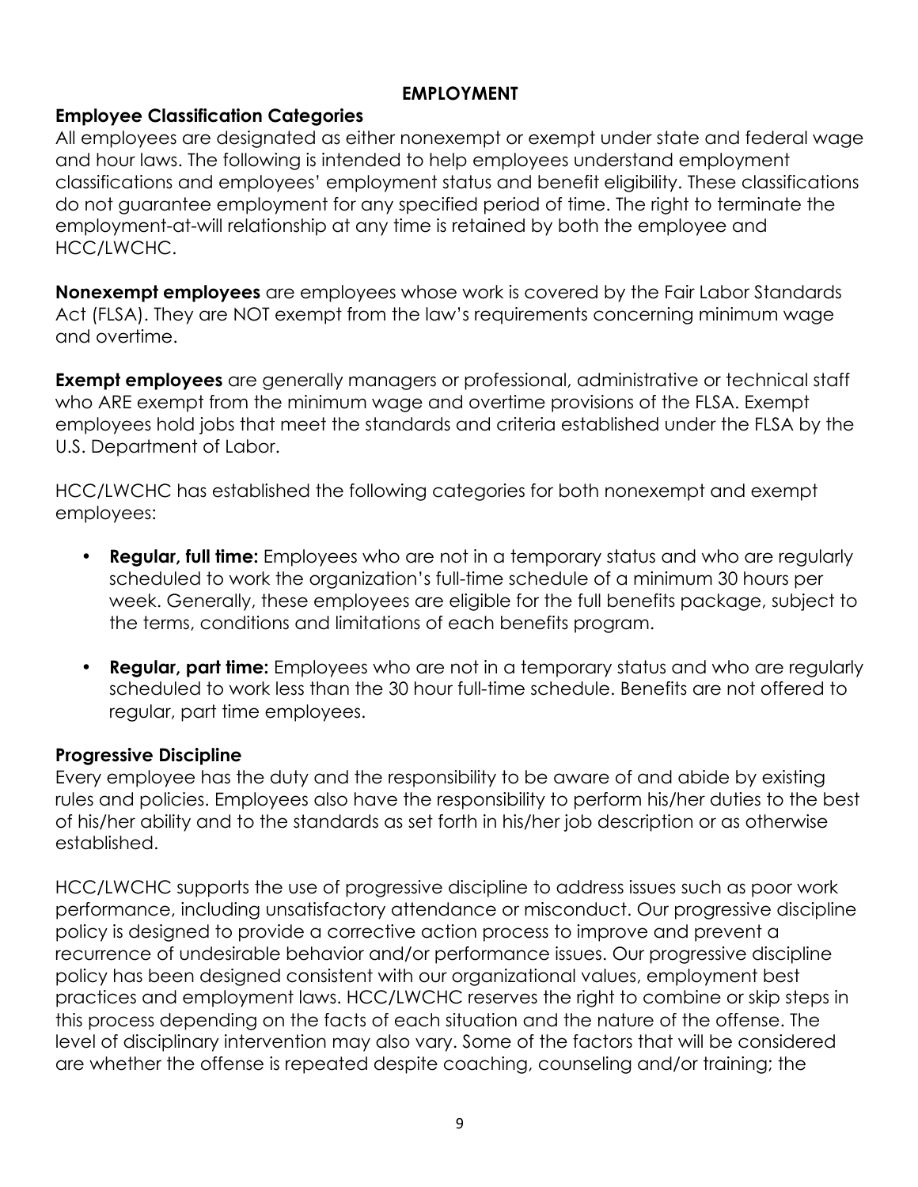## EMPLOYMENT

### Employee Classification Categories

All employees are designated as either nonexempt or exempt under state and federal wage and hour laws. The following is intended to help employees understand employment classifications and employees' employment status and benefit eligibility. These classifications do not guarantee employment for any specified period of time. The right to terminate the employment-at-will relationship at any time is retained by both the employee and HCC/LWCHC.

**Nonexempt employees** are employees whose work is covered by the Fair Labor Standards Act (FLSA). They are NOT exempt from the law's requirements concerning minimum wage and overtime.

**Exempt employees** are generally managers or professional, administrative or technical staff who ARE exempt from the minimum wage and overtime provisions of the FLSA. Exempt employees hold jobs that meet the standards and criteria established under the FLSA by the U.S. Department of Labor.

HCC/LWCHC has established the following categories for both nonexempt and exempt employees:

- **Regular, full time:** Employees who are not in a temporary status and who are regularly scheduled to work the organization's full-time schedule of a minimum 30 hours per week. Generally, these employees are eligible for the full benefits package, subject to the terms, conditions and limitations of each benefits program.
- **Regular, part time:** Employees who are not in a temporary status and who are regularly scheduled to work less than the 30 hour full-time schedule. Benefits are not offered to regular, part time employees.

### Progressive Discipline

Every employee has the duty and the responsibility to be aware of and abide by existing rules and policies. Employees also have the responsibility to perform his/her duties to the best of his/her ability and to the standards as set forth in his/her job description or as otherwise established.

HCC/LWCHC supports the use of progressive discipline to address issues such as poor work performance, including unsatisfactory attendance or misconduct. Our progressive discipline policy is designed to provide a corrective action process to improve and prevent a recurrence of undesirable behavior and/or performance issues. Our progressive discipline policy has been designed consistent with our organizational values, employment best practices and employment laws. HCC/LWCHC reserves the right to combine or skip steps in this process depending on the facts of each situation and the nature of the offense. The level of disciplinary intervention may also vary. Some of the factors that will be considered are whether the offense is repeated despite coaching, counseling and/or training; the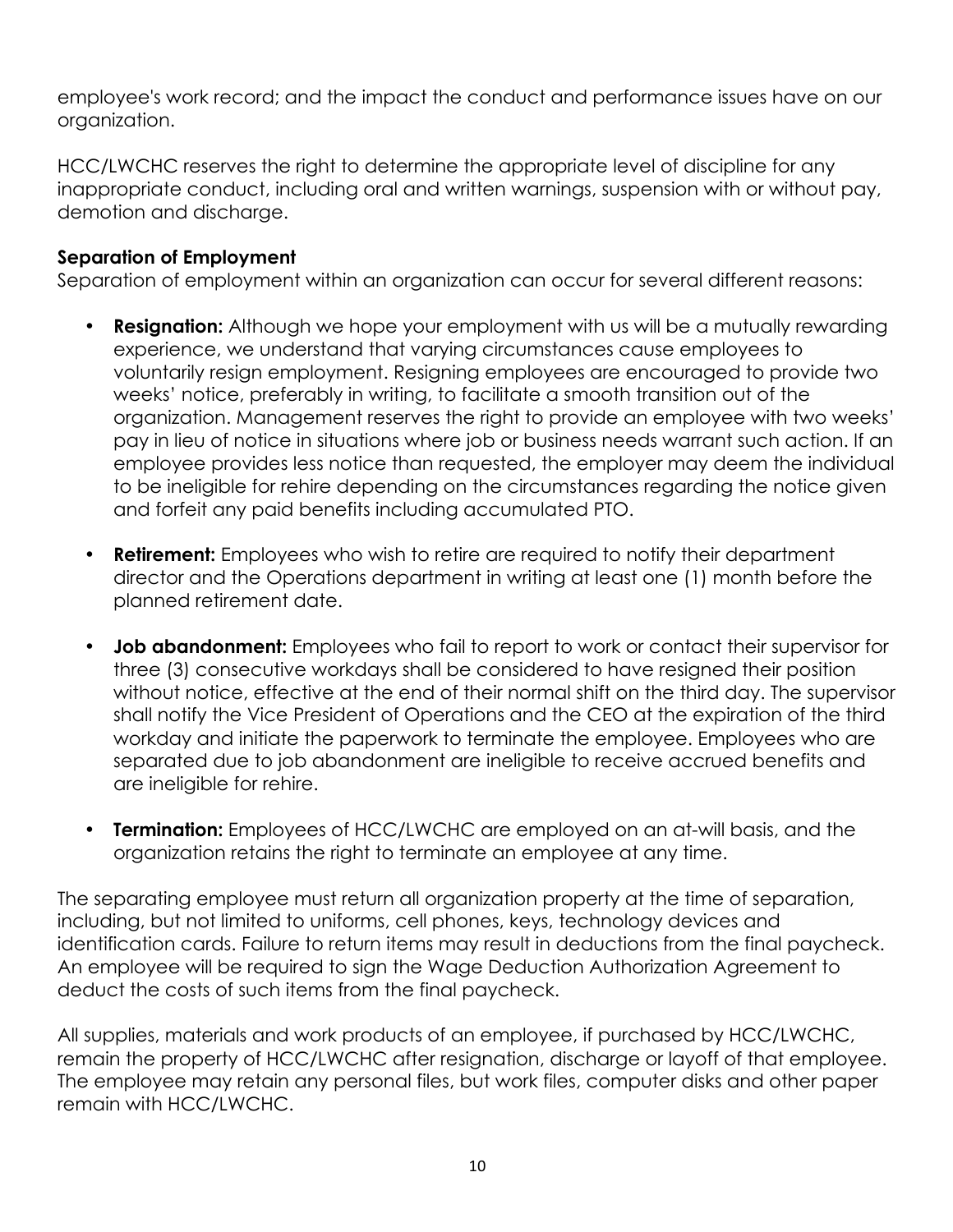employee's work record; and the impact the conduct and performance issues have on our organization.

HCC/LWCHC reserves the right to determine the appropriate level of discipline for any inappropriate conduct, including oral and written warnings, suspension with or without pay, demotion and discharge.

**Separation of Employment**

Separation of employment within an organization can occur for several different reasons:

- **Resignation:** Although we hope your employment with us will be a mutually rewarding experience, we understand that varying circumstances cause employees to voluntarily resign employment. Resigning employees are encouraged to provide two weeks' notice, preferably in writing, to facilitate a smooth transition out of the organization. Management reserves the right to provide an employee with two weeks' pay in lieu of notice in situations where job or business needs warrant such action. If an employee provides less notice than requested, the employer may deem the individual to be ineligible for rehire depending on the circumstances regarding the notice given and forfeit any paid benefits including accumulated PTO.

- **Retirement:** Employees who wish to retire are required to notify their department director and the Operations department in writing at least one (1) month before the planned retirement date.

- **Job abandonment:** Employees who fail to report to work or contact their supervisor for three (3) consecutive workdays shall be considered to have resigned their position without notice, effective at the end of their normal shift on the third day. The supervisor shall notify the Vice President of Operations and the CEO at the expiration of the third workday and initiate the paperwork to terminate the employee. Employees who are separated due to job abandonment are ineligible to receive accrued benefits and are ineligible for rehire.

- **Termination:** Employees of HCC/LWCHC are employed on an at-will basis, and the organization retains the right to terminate an employee at any time.

The separating employee must return all organization property at the time of separation, including, but not limited to uniforms, cell phones, keys, technology devices and identification cards. Failure to return items may result in deductions from the final paycheck. An employee will be required to sign the Wage Deduction Authorization Agreement to deduct the costs of such items from the final paycheck.

All supplies, materials and work products of an employee, if purchased by HCC/LWCHC, remain the property of HCC/LWCHC after resignation, discharge or layoff of that employee. The employee may retain any personal files, but work files, computer disks and other paper remain with HCC/LWCHC.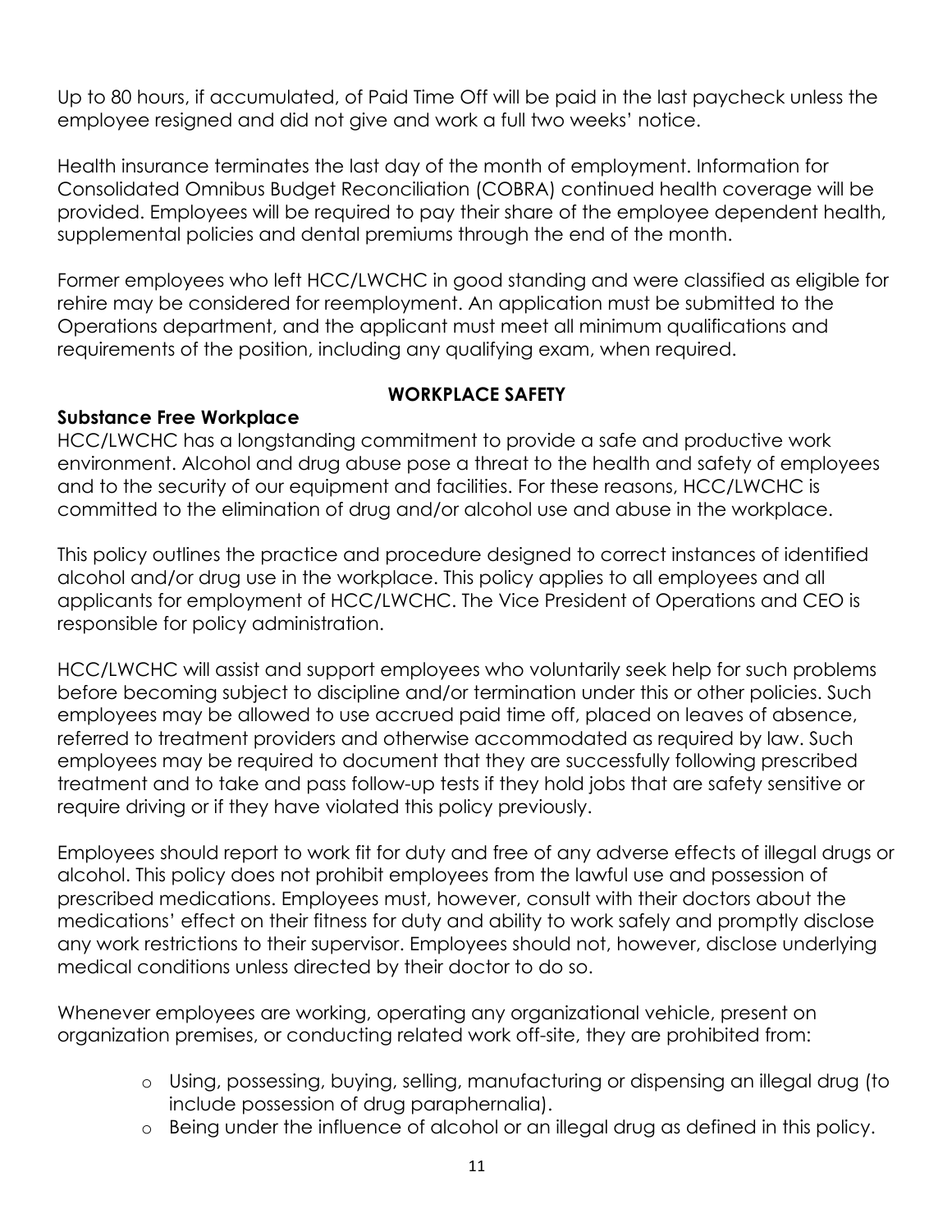Up to 80 hours, if accumulated, of Paid Time Off will be paid in the last paycheck unless the employee resigned and did not give and work a full two weeks' notice.

Health insurance terminates the last day of the month of employment. Information for Consolidated Omnibus Budget Reconciliation (COBRA) continued health coverage will be provided. Employees will be required to pay their share of the employee dependent health, supplemental policies and dental premiums through the end of the month.

Former employees who left HCC/LWCHC in good standing and were classified as eligible for rehire may be considered for reemployment. An application must be submitted to the Operations department, and the applicant must meet all minimum qualifications and requirements of the position, including any qualifying exam, when required.

## WORKPLACE SAFETY

### Substance Free Workplace

HCC/LWCHC has a longstanding commitment to provide a safe and productive work environment. Alcohol and drug abuse pose a threat to the health and safety of employees and to the security of our equipment and facilities. For these reasons, HCC/LWCHC is committed to the elimination of drug and/or alcohol use and abuse in the workplace.

This policy outlines the practice and procedure designed to correct instances of identified alcohol and/or drug use in the workplace. This policy applies to all employees and all applicants for employment of HCC/LWCHC. The Vice President of Operations and CEO is responsible for policy administration.

HCC/LWCHC will assist and support employees who voluntarily seek help for such problems before becoming subject to discipline and/or termination under this or other policies. Such employees may be allowed to use accrued paid time off, placed on leaves of absence, referred to treatment providers and otherwise accommodated as required by law. Such employees may be required to document that they are successfully following prescribed treatment and to take and pass follow-up tests if they hold jobs that are safety sensitive or require driving or if they have violated this policy previously.

Employees should report to work fit for duty and free of any adverse effects of illegal drugs or alcohol. This policy does not prohibit employees from the lawful use and possession of prescribed medications. Employees must, however, consult with their doctors about the medications' effect on their fitness for duty and ability to work safely and promptly disclose any work restrictions to their supervisor. Employees should not, however, disclose underlying medical conditions unless directed by their doctor to do so.

Whenever employees are working, operating any organizational vehicle, present on organization premises, or conducting related work off-site, they are prohibited from:

- Using, possessing, buying, selling, manufacturing or dispensing an illegal drug (to include possession of drug paraphernalia).
- Being under the influence of alcohol or an illegal drug as defined in this policy.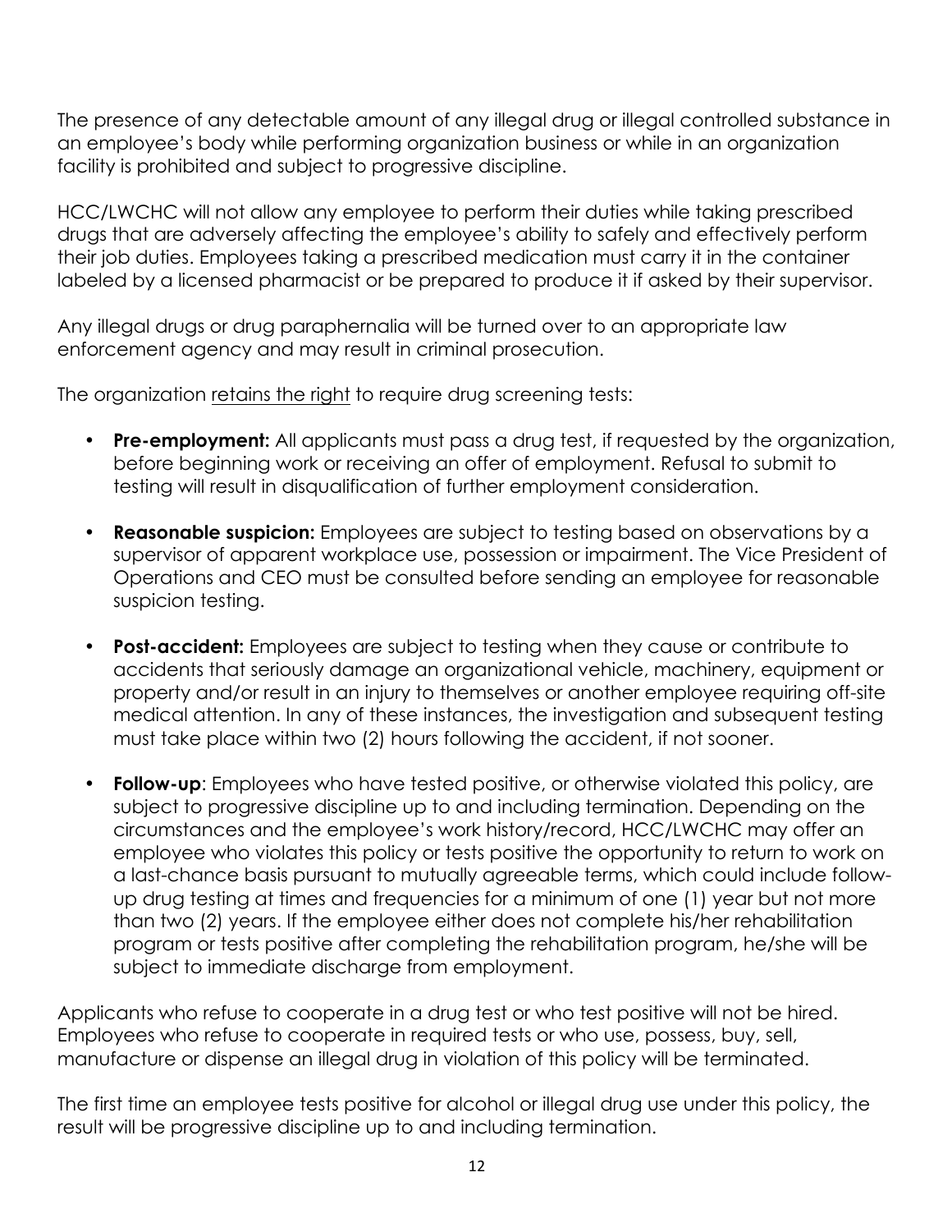The presence of any detectable amount of any illegal drug or illegal controlled substance in an employee's body while performing organization business or while in an organization facility is prohibited and subject to progressive discipline.

HCC/LWCHC will not allow any employee to perform their duties while taking prescribed drugs that are adversely affecting the employee's ability to safely and effectively perform their job duties. Employees taking a prescribed medication must carry it in the container labeled by a licensed pharmacist or be prepared to produce it if asked by their supervisor.

Any illegal drugs or drug paraphernalia will be turned over to an appropriate law enforcement agency and may result in criminal prosecution.

The organization <u>retains the right</u> to require drug screening tests:

- **Pre-employment:** All applicants must pass a drug test, if requested by the organization, before beginning work or receiving an offer of employment. Refusal to submit to testing will result in disqualification of further employment consideration.
- **Reasonable suspicion:** Employees are subject to testing based on observations by a supervisor of apparent workplace use, possession or impairment. The Vice President of Operations and CEO must be consulted before sending an employee for reasonable suspicion testing.
- **Post-accident:** Employees are subject to testing when they cause or contribute to accidents that seriously damage an organizational vehicle, machinery, equipment or property and/or result in an injury to themselves or another employee requiring off-site medical attention. In any of these instances, the investigation and subsequent testing must take place within two (2) hours following the accident, if not sooner.
- **Follow-up**: Employees who have tested positive, or otherwise violated this policy, are subject to progressive discipline up to and including termination. Depending on the circumstances and the employee's work history/record, HCC/LWCHC may offer an employee who violates this policy or tests positive the opportunity to return to work on a last-chance basis pursuant to mutually agreeable terms, which could include follow-up drug testing at times and frequencies for a minimum of one (1) year but not more than two (2) years. If the employee either does not complete his/her rehabilitation program or tests positive after completing the rehabilitation program, he/she will be subject to immediate discharge from employment.

Applicants who refuse to cooperate in a drug test or who test positive will not be hired. Employees who refuse to cooperate in required tests or who use, possess, buy, sell, manufacture or dispense an illegal drug in violation of this policy will be terminated.

The first time an employee tests positive for alcohol or illegal drug use under this policy, the result will be progressive discipline up to and including termination.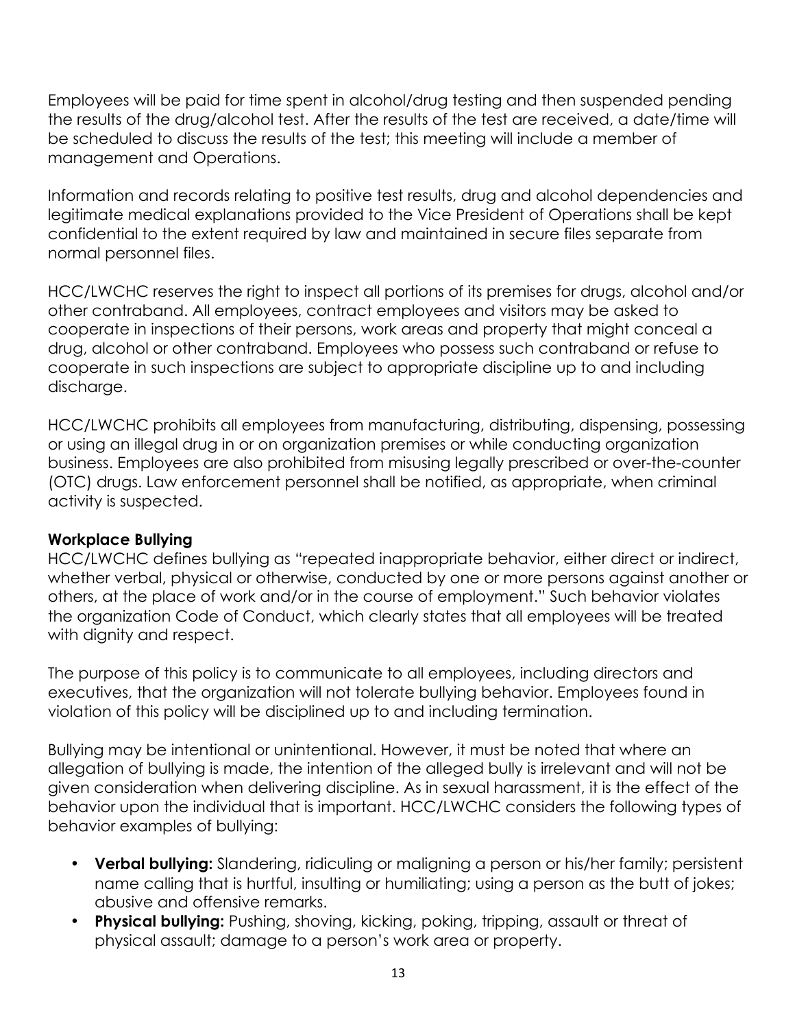Employees will be paid for time spent in alcohol/drug testing and then suspended pending the results of the drug/alcohol test. After the results of the test are received, a date/time will be scheduled to discuss the results of the test; this meeting will include a member of management and Operations.

Information and records relating to positive test results, drug and alcohol dependencies and legitimate medical explanations provided to the Vice President of Operations shall be kept confidential to the extent required by law and maintained in secure files separate from normal personnel files.

HCC/LWCHC reserves the right to inspect all portions of its premises for drugs, alcohol and/or other contraband. All employees, contract employees and visitors may be asked to cooperate in inspections of their persons, work areas and property that might conceal a drug, alcohol or other contraband. Employees who possess such contraband or refuse to cooperate in such inspections are subject to appropriate discipline up to and including discharge.

HCC/LWCHC prohibits all employees from manufacturing, distributing, dispensing, possessing or using an illegal drug in or on organization premises or while conducting organization business. Employees are also prohibited from misusing legally prescribed or over-the-counter (OTC) drugs. Law enforcement personnel shall be notified, as appropriate, when criminal activity is suspected.

**Workplace Bullying**

HCC/LWCHC defines bullying as "repeated inappropriate behavior, either direct or indirect, whether verbal, physical or otherwise, conducted by one or more persons against another or others, at the place of work and/or in the course of employment." Such behavior violates the organization Code of Conduct, which clearly states that all employees will be treated with dignity and respect.

The purpose of this policy is to communicate to all employees, including directors and executives, that the organization will not tolerate bullying behavior. Employees found in violation of this policy will be disciplined up to and including termination.

Bullying may be intentional or unintentional. However, it must be noted that where an allegation of bullying is made, the intention of the alleged bully is irrelevant and will not be given consideration when delivering discipline. As in sexual harassment, it is the effect of the behavior upon the individual that is important. HCC/LWCHC considers the following types of behavior examples of bullying:

- **Verbal bullying:** Slandering, ridiculing or maligning a person or his/her family; persistent name calling that is hurtful, insulting or humiliating; using a person as the butt of jokes; abusive and offensive remarks.
- **Physical bullying:** Pushing, shoving, kicking, poking, tripping, assault or threat of physical assault; damage to a person's work area or property.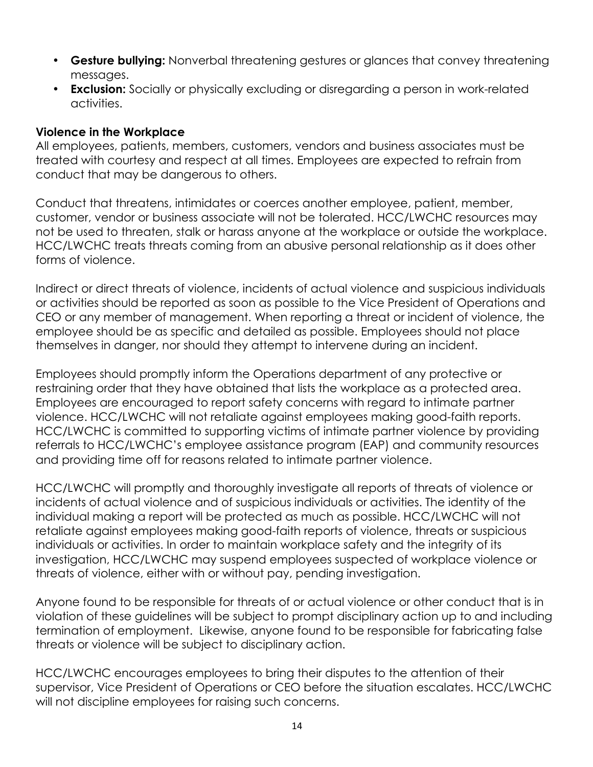- **Gesture bullying:** Nonverbal threatening gestures or glances that convey threatening messages.
- **Exclusion:** Socially or physically excluding or disregarding a person in work-related activities.

**Violence in the Workplace**

All employees, patients, members, customers, vendors and business associates must be treated with courtesy and respect at all times. Employees are expected to refrain from conduct that may be dangerous to others.

Conduct that threatens, intimidates or coerces another employee, patient, member, customer, vendor or business associate will not be tolerated. HCC/LWCHC resources may not be used to threaten, stalk or harass anyone at the workplace or outside the workplace. HCC/LWCHC treats threats coming from an abusive personal relationship as it does other forms of violence.

Indirect or direct threats of violence, incidents of actual violence and suspicious individuals or activities should be reported as soon as possible to the Vice President of Operations and CEO or any member of management. When reporting a threat or incident of violence, the employee should be as specific and detailed as possible. Employees should not place themselves in danger, nor should they attempt to intervene during an incident.

Employees should promptly inform the Operations department of any protective or restraining order that they have obtained that lists the workplace as a protected area. Employees are encouraged to report safety concerns with regard to intimate partner violence. HCC/LWCHC will not retaliate against employees making good-faith reports. HCC/LWCHC is committed to supporting victims of intimate partner violence by providing referrals to HCC/LWCHC's employee assistance program (EAP) and community resources and providing time off for reasons related to intimate partner violence.

HCC/LWCHC will promptly and thoroughly investigate all reports of threats of violence or incidents of actual violence and of suspicious individuals or activities. The identity of the individual making a report will be protected as much as possible. HCC/LWCHC will not retaliate against employees making good-faith reports of violence, threats or suspicious individuals or activities. In order to maintain workplace safety and the integrity of its investigation, HCC/LWCHC may suspend employees suspected of workplace violence or threats of violence, either with or without pay, pending investigation.

Anyone found to be responsible for threats of or actual violence or other conduct that is in violation of these guidelines will be subject to prompt disciplinary action up to and including termination of employment. Likewise, anyone found to be responsible for fabricating false threats or violence will be subject to disciplinary action.

HCC/LWCHC encourages employees to bring their disputes to the attention of their supervisor, Vice President of Operations or CEO before the situation escalates. HCC/LWCHC will not discipline employees for raising such concerns.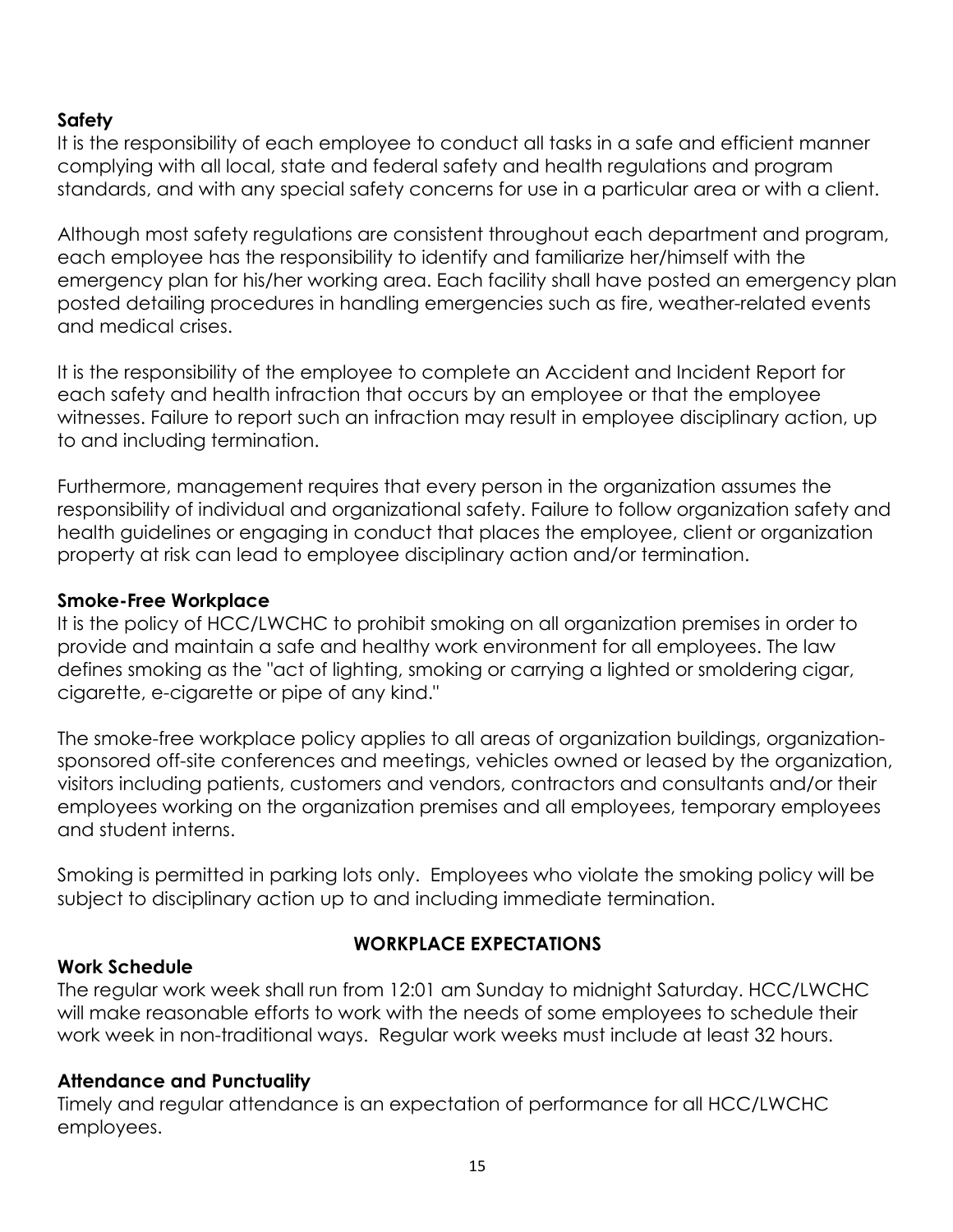### Safety

It is the responsibility of each employee to conduct all tasks in a safe and efficient manner complying with all local, state and federal safety and health regulations and program standards, and with any special safety concerns for use in a particular area or with a client.

Although most safety regulations are consistent throughout each department and program, each employee has the responsibility to identify and familiarize her/himself with the emergency plan for his/her working area. Each facility shall have posted an emergency plan posted detailing procedures in handling emergencies such as fire, weather-related events and medical crises.

It is the responsibility of the employee to complete an Accident and Incident Report for each safety and health infraction that occurs by an employee or that the employee witnesses. Failure to report such an infraction may result in employee disciplinary action, up to and including termination.

Furthermore, management requires that every person in the organization assumes the responsibility of individual and organizational safety. Failure to follow organization safety and health guidelines or engaging in conduct that places the employee, client or organization property at risk can lead to employee disciplinary action and/or termination.

### Smoke-Free Workplace

It is the policy of HCC/LWCHC to prohibit smoking on all organization premises in order to provide and maintain a safe and healthy work environment for all employees. The law defines smoking as the "act of lighting, smoking or carrying a lighted or smoldering cigar, cigarette, e-cigarette or pipe of any kind."

The smoke-free workplace policy applies to all areas of organization buildings, organization-sponsored off-site conferences and meetings, vehicles owned or leased by the organization, visitors including patients, customers and vendors, contractors and consultants and/or their employees working on the organization premises and all employees, temporary employees and student interns.

Smoking is permitted in parking lots only. Employees who violate the smoking policy will be subject to disciplinary action up to and including immediate termination.

## WORKPLACE EXPECTATIONS

### Work Schedule

The regular work week shall run from 12:01 am Sunday to midnight Saturday. HCC/LWCHC will make reasonable efforts to work with the needs of some employees to schedule their work week in non-traditional ways. Regular work weeks must include at least 32 hours.

### Attendance and Punctuality

Timely and regular attendance is an expectation of performance for all HCC/LWCHC employees.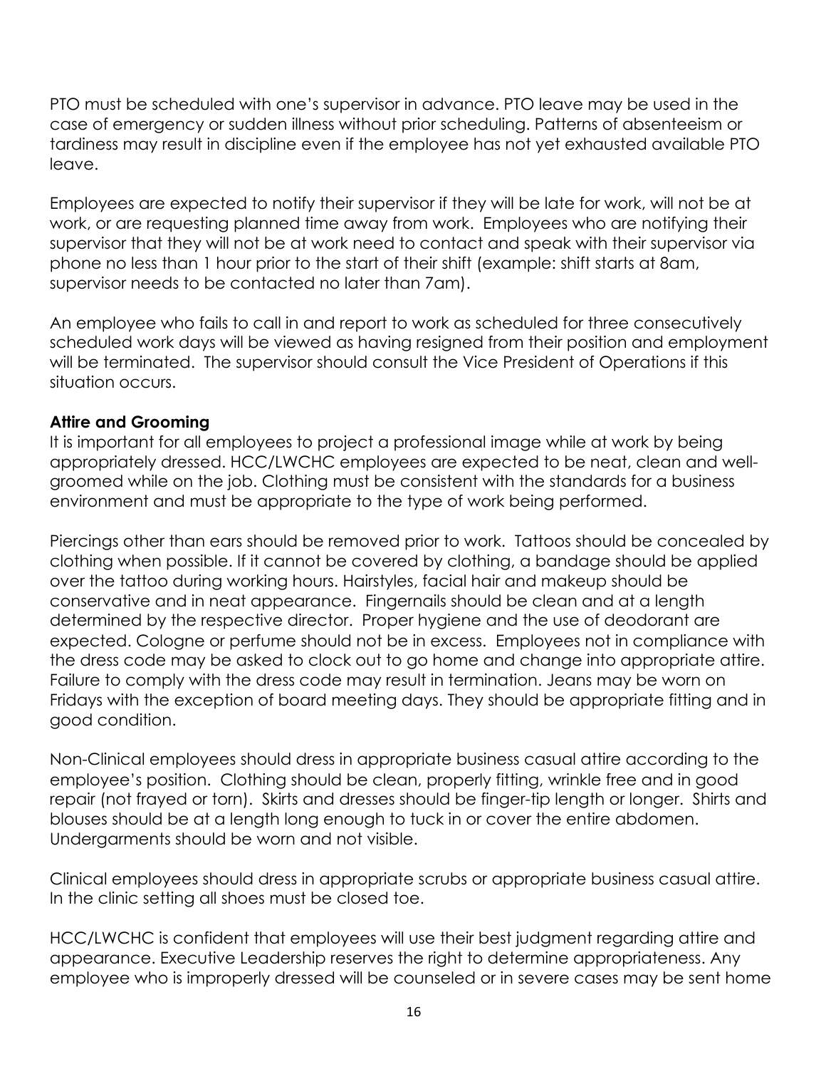PTO must be scheduled with one's supervisor in advance. PTO leave may be used in the case of emergency or sudden illness without prior scheduling. Patterns of absenteeism or tardiness may result in discipline even if the employee has not yet exhausted available PTO leave.

Employees are expected to notify their supervisor if they will be late for work, will not be at work, or are requesting planned time away from work. Employees who are notifying their supervisor that they will not be at work need to contact and speak with their supervisor via phone no less than 1 hour prior to the start of their shift (example: shift starts at 8am, supervisor needs to be contacted no later than 7am).

An employee who fails to call in and report to work as scheduled for three consecutively scheduled work days will be viewed as having resigned from their position and employment will be terminated. The supervisor should consult the Vice President of Operations if this situation occurs.

**Attire and Grooming**

It is important for all employees to project a professional image while at work by being appropriately dressed. HCC/LWCHC employees are expected to be neat, clean and well-groomed while on the job. Clothing must be consistent with the standards for a business environment and must be appropriate to the type of work being performed.

Piercings other than ears should be removed prior to work. Tattoos should be concealed by clothing when possible. If it cannot be covered by clothing, a bandage should be applied over the tattoo during working hours. Hairstyles, facial hair and makeup should be conservative and in neat appearance. Fingernails should be clean and at a length determined by the respective director. Proper hygiene and the use of deodorant are expected. Cologne or perfume should not be in excess. Employees not in compliance with the dress code may be asked to clock out to go home and change into appropriate attire. Failure to comply with the dress code may result in termination. Jeans may be worn on Fridays with the exception of board meeting days. They should be appropriate fitting and in good condition.

Non-Clinical employees should dress in appropriate business casual attire according to the employee's position. Clothing should be clean, properly fitting, wrinkle free and in good repair (not frayed or torn). Skirts and dresses should be finger-tip length or longer. Shirts and blouses should be at a length long enough to tuck in or cover the entire abdomen. Undergarments should be worn and not visible.

Clinical employees should dress in appropriate scrubs or appropriate business casual attire. In the clinic setting all shoes must be closed toe.

HCC/LWCHC is confident that employees will use their best judgment regarding attire and appearance. Executive Leadership reserves the right to determine appropriateness. Any employee who is improperly dressed will be counseled or in severe cases may be sent home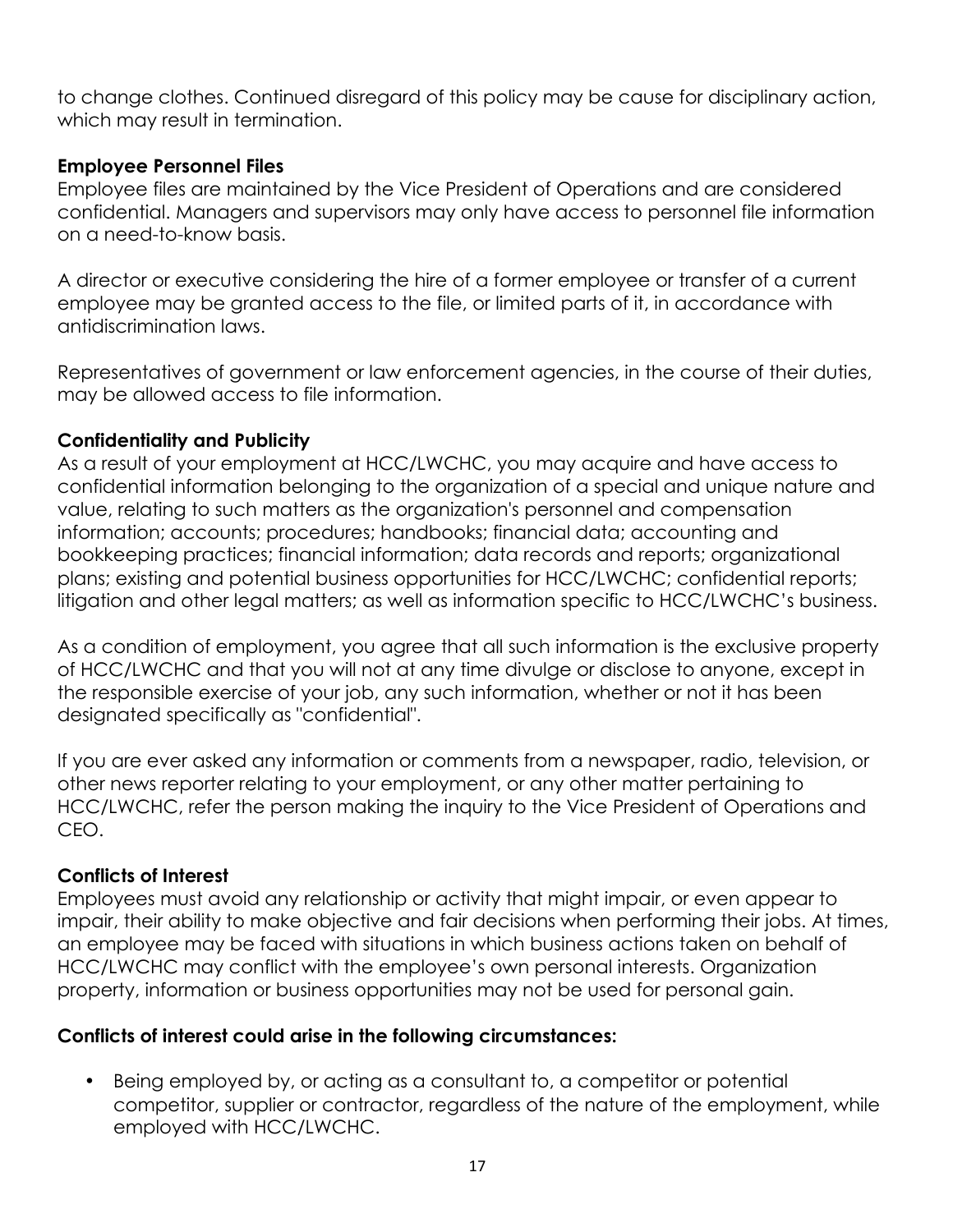to change clothes. Continued disregard of this policy may be cause for disciplinary action, which may result in termination.

**Employee Personnel Files**

Employee files are maintained by the Vice President of Operations and are considered confidential. Managers and supervisors may only have access to personnel file information on a need-to-know basis.

A director or executive considering the hire of a former employee or transfer of a current employee may be granted access to the file, or limited parts of it, in accordance with antidiscrimination laws.

Representatives of government or law enforcement agencies, in the course of their duties, may be allowed access to file information.

**Confidentiality and Publicity**

As a result of your employment at HCC/LWCHC, you may acquire and have access to confidential information belonging to the organization of a special and unique nature and value, relating to such matters as the organization's personnel and compensation information; accounts; procedures; handbooks; financial data; accounting and bookkeeping practices; financial information; data records and reports; organizational plans; existing and potential business opportunities for HCC/LWCHC; confidential reports; litigation and other legal matters; as well as information specific to HCC/LWCHC's business.

As a condition of employment, you agree that all such information is the exclusive property of HCC/LWCHC and that you will not at any time divulge or disclose to anyone, except in the responsible exercise of your job, any such information, whether or not it has been designated specifically as "confidential".

If you are ever asked any information or comments from a newspaper, radio, television, or other news reporter relating to your employment, or any other matter pertaining to HCC/LWCHC, refer the person making the inquiry to the Vice President of Operations and CEO.

**Conflicts of Interest**

Employees must avoid any relationship or activity that might impair, or even appear to impair, their ability to make objective and fair decisions when performing their jobs. At times, an employee may be faced with situations in which business actions taken on behalf of HCC/LWCHC may conflict with the employee's own personal interests. Organization property, information or business opportunities may not be used for personal gain.

**Conflicts of interest could arise in the following circumstances:**

- Being employed by, or acting as a consultant to, a competitor or potential competitor, supplier or contractor, regardless of the nature of the employment, while employed with HCC/LWCHC.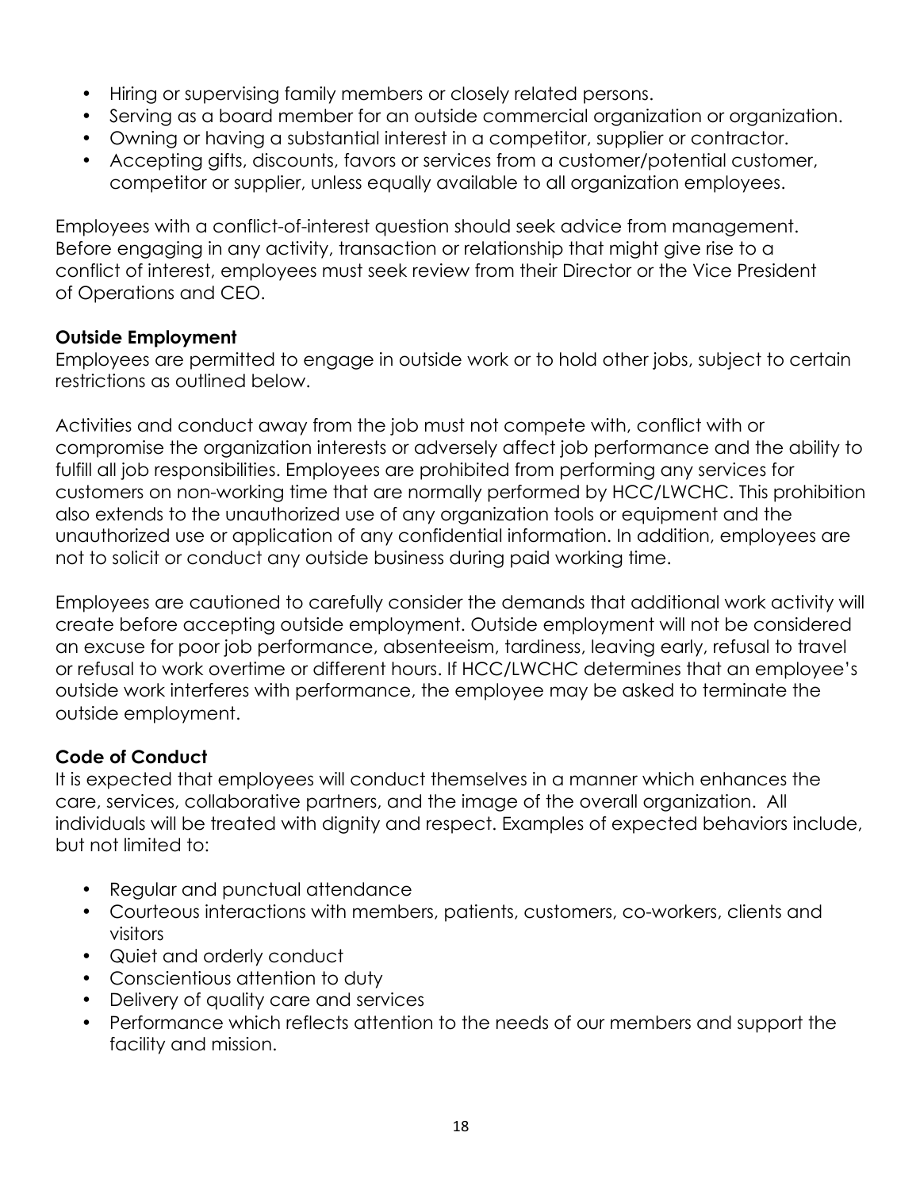- Hiring or supervising family members or closely related persons.
- Serving as a board member for an outside commercial organization or organization.
- Owning or having a substantial interest in a competitor, supplier or contractor.
- Accepting gifts, discounts, favors or services from a customer/potential customer, competitor or supplier, unless equally available to all organization employees.

Employees with a conflict-of-interest question should seek advice from management. Before engaging in any activity, transaction or relationship that might give rise to a conflict of interest, employees must seek review from their Director or the Vice President of Operations and CEO.

**Outside Employment**
Employees are permitted to engage in outside work or to hold other jobs, subject to certain restrictions as outlined below.

Activities and conduct away from the job must not compete with, conflict with or compromise the organization interests or adversely affect job performance and the ability to fulfill all job responsibilities. Employees are prohibited from performing any services for customers on non-working time that are normally performed by HCC/LWCHC. This prohibition also extends to the unauthorized use of any organization tools or equipment and the unauthorized use or application of any confidential information. In addition, employees are not to solicit or conduct any outside business during paid working time.

Employees are cautioned to carefully consider the demands that additional work activity will create before accepting outside employment. Outside employment will not be considered an excuse for poor job performance, absenteeism, tardiness, leaving early, refusal to travel or refusal to work overtime or different hours. If HCC/LWCHC determines that an employee's outside work interferes with performance, the employee may be asked to terminate the outside employment.

**Code of Conduct**
It is expected that employees will conduct themselves in a manner which enhances the care, services, collaborative partners, and the image of the overall organization. All individuals will be treated with dignity and respect. Examples of expected behaviors include, but not limited to:

- Regular and punctual attendance
- Courteous interactions with members, patients, customers, co-workers, clients and visitors
- Quiet and orderly conduct
- Conscientious attention to duty
- Delivery of quality care and services
- Performance which reflects attention to the needs of our members and support the facility and mission.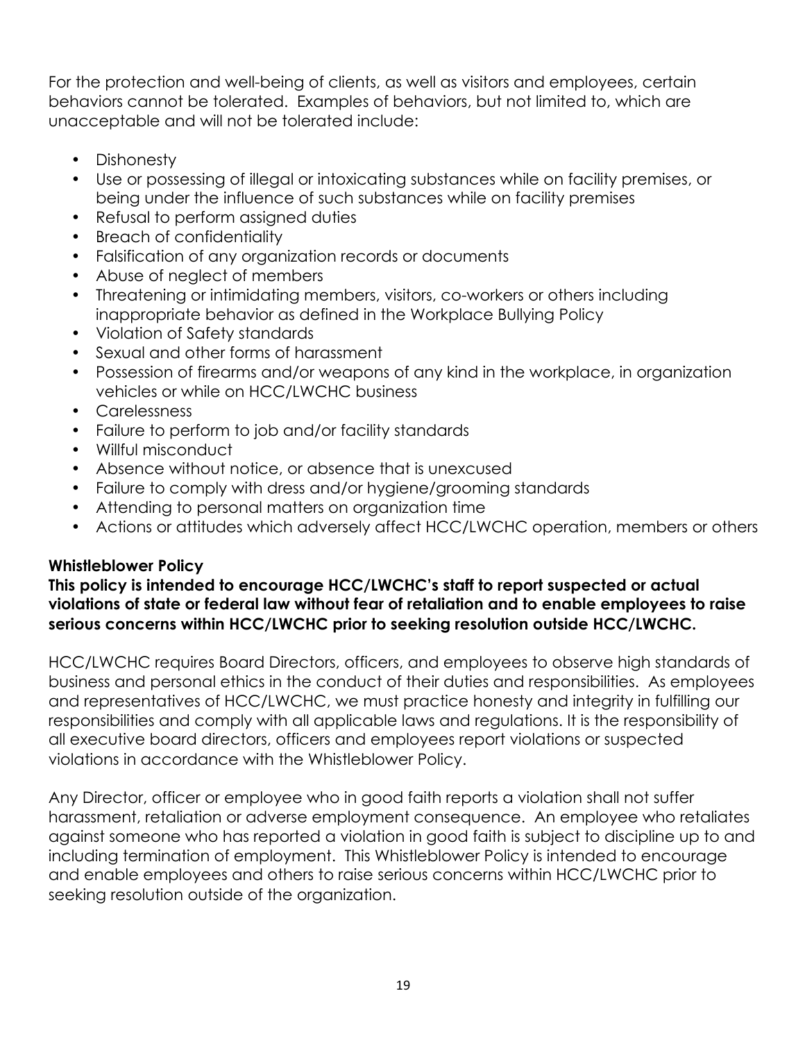For the protection and well-being of clients, as well as visitors and employees, certain behaviors cannot be tolerated. Examples of behaviors, but not limited to, which are unacceptable and will not be tolerated include:

- Dishonesty
- Use or possessing of illegal or intoxicating substances while on facility premises, or being under the influence of such substances while on facility premises
- Refusal to perform assigned duties
- Breach of confidentiality
- Falsification of any organization records or documents
- Abuse of neglect of members
- Threatening or intimidating members, visitors, co-workers or others including inappropriate behavior as defined in the Workplace Bullying Policy
- Violation of Safety standards
- Sexual and other forms of harassment
- Possession of firearms and/or weapons of any kind in the workplace, in organization vehicles or while on HCC/LWCHC business
- Carelessness
- Failure to perform to job and/or facility standards
- Willful misconduct
- Absence without notice, or absence that is unexcused
- Failure to comply with dress and/or hygiene/grooming standards
- Attending to personal matters on organization time
- Actions or attitudes which adversely affect HCC/LWCHC operation, members or others

**Whistleblower Policy**

**This policy is intended to encourage HCC/LWCHC's staff to report suspected or actual violations of state or federal law without fear of retaliation and to enable employees to raise serious concerns within HCC/LWCHC prior to seeking resolution outside HCC/LWCHC.**

HCC/LWCHC requires Board Directors, officers, and employees to observe high standards of business and personal ethics in the conduct of their duties and responsibilities. As employees and representatives of HCC/LWCHC, we must practice honesty and integrity in fulfilling our responsibilities and comply with all applicable laws and regulations. It is the responsibility of all executive board directors, officers and employees report violations or suspected violations in accordance with the Whistleblower Policy.

Any Director, officer or employee who in good faith reports a violation shall not suffer harassment, retaliation or adverse employment consequence. An employee who retaliates against someone who has reported a violation in good faith is subject to discipline up to and including termination of employment. This Whistleblower Policy is intended to encourage and enable employees and others to raise serious concerns within HCC/LWCHC prior to seeking resolution outside of the organization.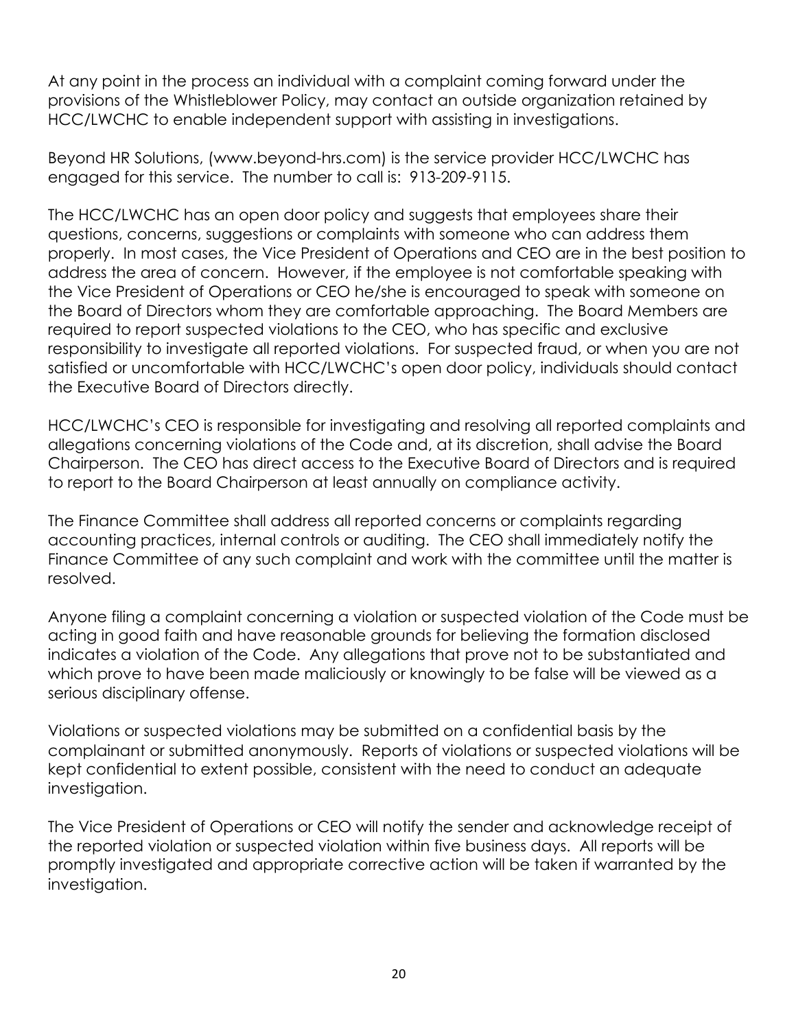At any point in the process an individual with a complaint coming forward under the provisions of the Whistleblower Policy, may contact an outside organization retained by HCC/LWCHC to enable independent support with assisting in investigations.

Beyond HR Solutions, (www.beyond-hrs.com) is the service provider HCC/LWCHC has engaged for this service. The number to call is: 913-209-9115.

The HCC/LWCHC has an open door policy and suggests that employees share their questions, concerns, suggestions or complaints with someone who can address them properly. In most cases, the Vice President of Operations and CEO are in the best position to address the area of concern. However, if the employee is not comfortable speaking with the Vice President of Operations or CEO he/she is encouraged to speak with someone on the Board of Directors whom they are comfortable approaching. The Board Members are required to report suspected violations to the CEO, who has specific and exclusive responsibility to investigate all reported violations. For suspected fraud, or when you are not satisfied or uncomfortable with HCC/LWCHC's open door policy, individuals should contact the Executive Board of Directors directly.

HCC/LWCHC's CEO is responsible for investigating and resolving all reported complaints and allegations concerning violations of the Code and, at its discretion, shall advise the Board Chairperson. The CEO has direct access to the Executive Board of Directors and is required to report to the Board Chairperson at least annually on compliance activity.

The Finance Committee shall address all reported concerns or complaints regarding accounting practices, internal controls or auditing. The CEO shall immediately notify the Finance Committee of any such complaint and work with the committee until the matter is resolved.

Anyone filing a complaint concerning a violation or suspected violation of the Code must be acting in good faith and have reasonable grounds for believing the formation disclosed indicates a violation of the Code. Any allegations that prove not to be substantiated and which prove to have been made maliciously or knowingly to be false will be viewed as a serious disciplinary offense.

Violations or suspected violations may be submitted on a confidential basis by the complainant or submitted anonymously. Reports of violations or suspected violations will be kept confidential to extent possible, consistent with the need to conduct an adequate investigation.

The Vice President of Operations or CEO will notify the sender and acknowledge receipt of the reported violation or suspected violation within five business days. All reports will be promptly investigated and appropriate corrective action will be taken if warranted by the investigation.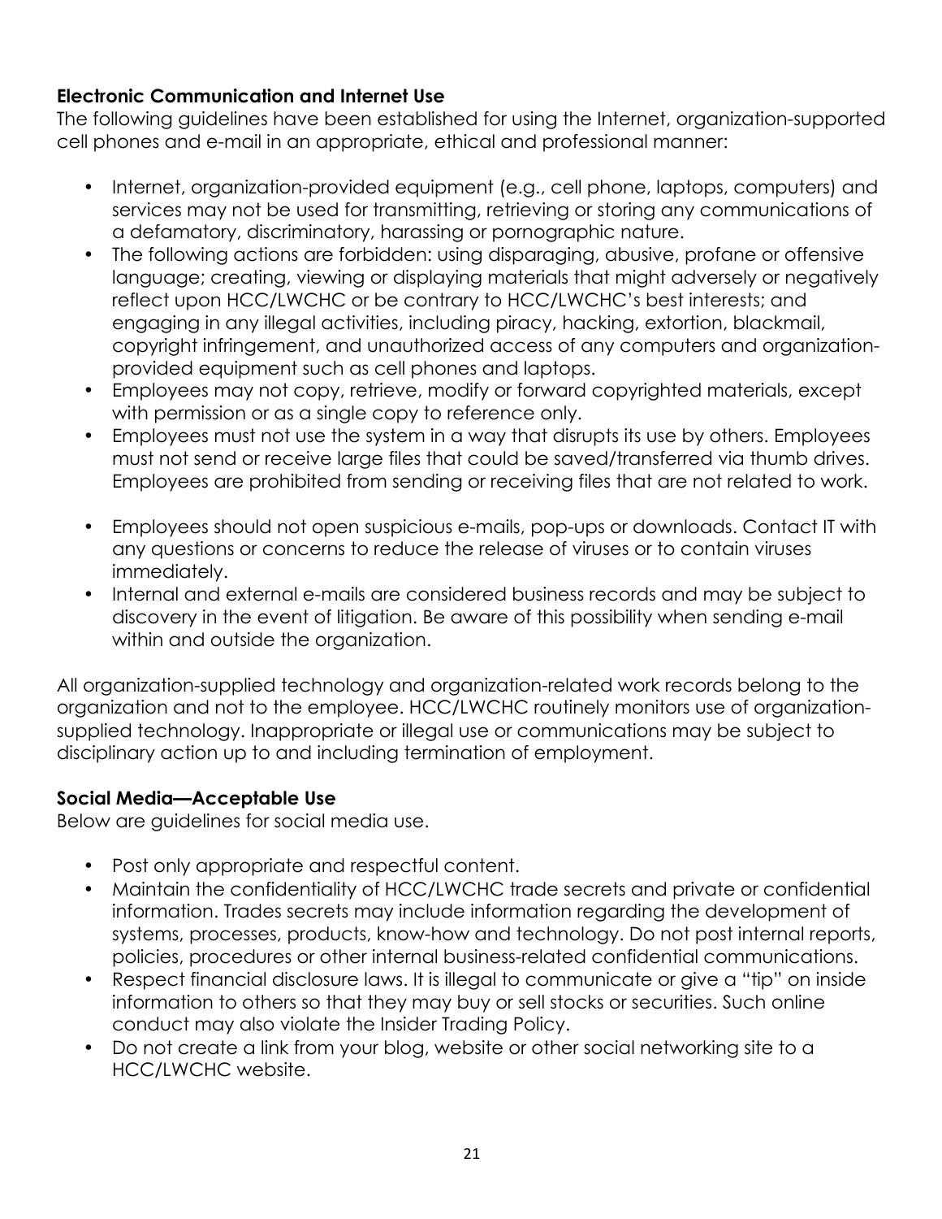**Electronic Communication and Internet Use**

The following guidelines have been established for using the Internet, organization-supported cell phones and e-mail in an appropriate, ethical and professional manner:

- Internet, organization-provided equipment (e.g., cell phone, laptops, computers) and services may not be used for transmitting, retrieving or storing any communications of a defamatory, discriminatory, harassing or pornographic nature.
- The following actions are forbidden: using disparaging, abusive, profane or offensive language; creating, viewing or displaying materials that might adversely or negatively reflect upon HCC/LWCHC or be contrary to HCC/LWCHC's best interests; and engaging in any illegal activities, including piracy, hacking, extortion, blackmail, copyright infringement, and unauthorized access of any computers and organization-provided equipment such as cell phones and laptops.
- Employees may not copy, retrieve, modify or forward copyrighted materials, except with permission or as a single copy to reference only.
- Employees must not use the system in a way that disrupts its use by others. Employees must not send or receive large files that could be saved/transferred via thumb drives. Employees are prohibited from sending or receiving files that are not related to work.
- Employees should not open suspicious e-mails, pop-ups or downloads. Contact IT with any questions or concerns to reduce the release of viruses or to contain viruses immediately.
- Internal and external e-mails are considered business records and may be subject to discovery in the event of litigation. Be aware of this possibility when sending e-mail within and outside the organization.

All organization-supplied technology and organization-related work records belong to the organization and not to the employee. HCC/LWCHC routinely monitors use of organization-supplied technology. Inappropriate or illegal use or communications may be subject to disciplinary action up to and including termination of employment.

**Social Media—Acceptable Use**

Below are guidelines for social media use.

- Post only appropriate and respectful content.
- Maintain the confidentiality of HCC/LWCHC trade secrets and private or confidential information. Trades secrets may include information regarding the development of systems, processes, products, know-how and technology. Do not post internal reports, policies, procedures or other internal business-related confidential communications.
- Respect financial disclosure laws. It is illegal to communicate or give a "tip" on inside information to others so that they may buy or sell stocks or securities. Such online conduct may also violate the Insider Trading Policy.
- Do not create a link from your blog, website or other social networking site to a HCC/LWCHC website.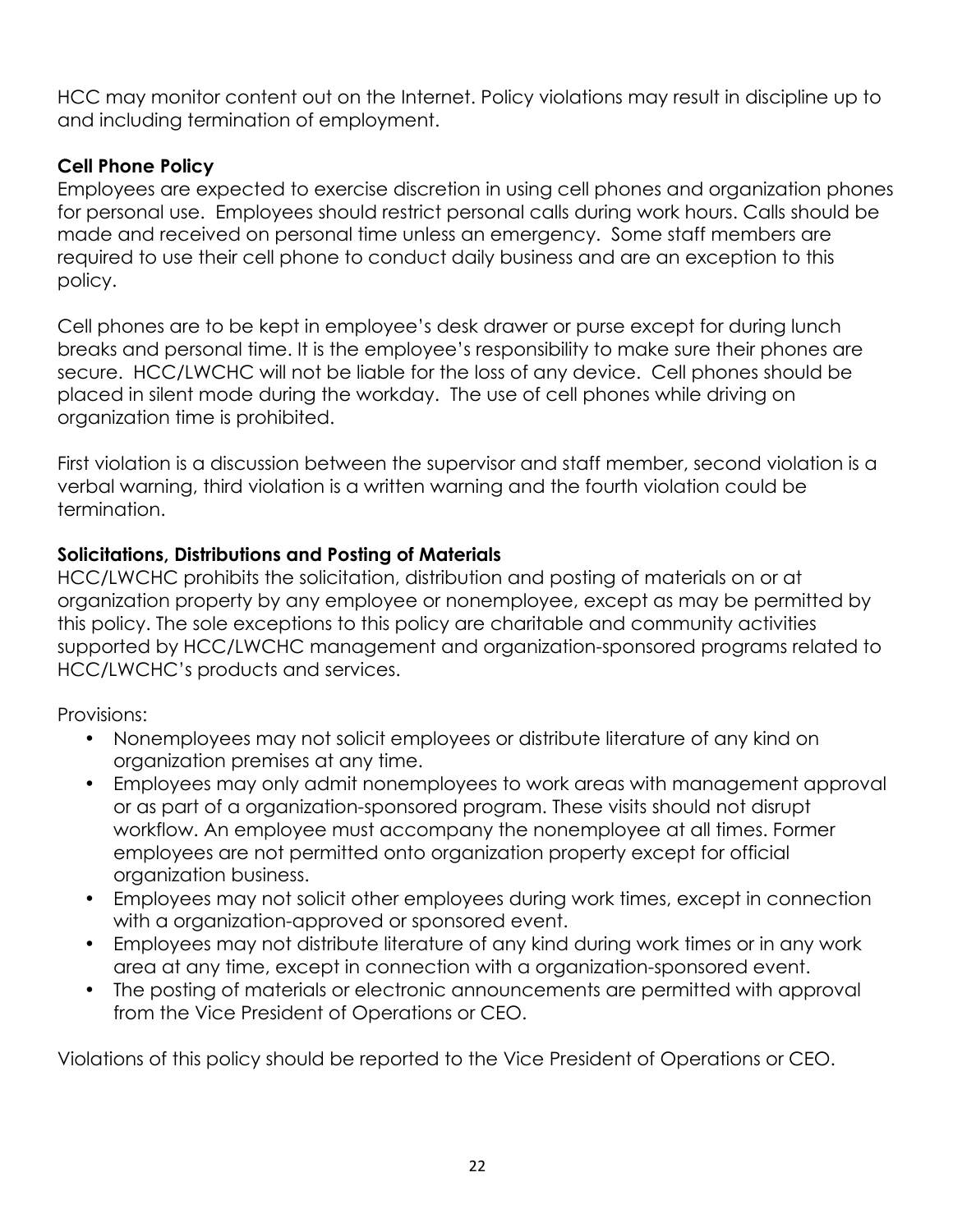HCC may monitor content out on the Internet. Policy violations may result in discipline up to and including termination of employment.

**Cell Phone Policy**

Employees are expected to exercise discretion in using cell phones and organization phones for personal use. Employees should restrict personal calls during work hours. Calls should be made and received on personal time unless an emergency. Some staff members are required to use their cell phone to conduct daily business and are an exception to this policy.

Cell phones are to be kept in employee's desk drawer or purse except for during lunch breaks and personal time. It is the employee's responsibility to make sure their phones are secure. HCC/LWCHC will not be liable for the loss of any device. Cell phones should be placed in silent mode during the workday. The use of cell phones while driving on organization time is prohibited.

First violation is a discussion between the supervisor and staff member, second violation is a verbal warning, third violation is a written warning and the fourth violation could be termination.

**Solicitations, Distributions and Posting of Materials**

HCC/LWCHC prohibits the solicitation, distribution and posting of materials on or at organization property by any employee or nonemployee, except as may be permitted by this policy. The sole exceptions to this policy are charitable and community activities supported by HCC/LWCHC management and organization-sponsored programs related to HCC/LWCHC's products and services.

Provisions:

- Nonemployees may not solicit employees or distribute literature of any kind on organization premises at any time.
- Employees may only admit nonemployees to work areas with management approval or as part of a organization-sponsored program. These visits should not disrupt workflow. An employee must accompany the nonemployee at all times. Former employees are not permitted onto organization property except for official organization business.
- Employees may not solicit other employees during work times, except in connection with a organization-approved or sponsored event.
- Employees may not distribute literature of any kind during work times or in any work area at any time, except in connection with a organization-sponsored event.
- The posting of materials or electronic announcements are permitted with approval from the Vice President of Operations or CEO.

Violations of this policy should be reported to the Vice President of Operations or CEO.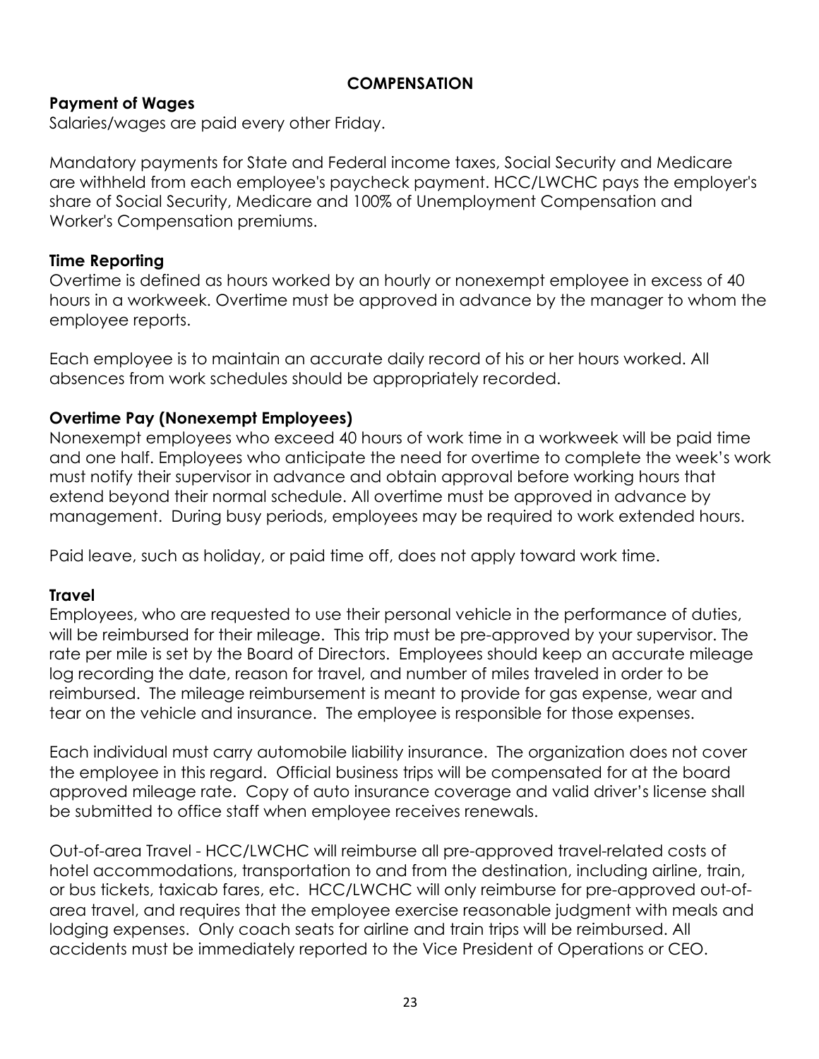## COMPENSATION

### Payment of Wages

Salaries/wages are paid every other Friday.

Mandatory payments for State and Federal income taxes, Social Security and Medicare are withheld from each employee's paycheck payment. HCC/LWCHC pays the employer's share of Social Security, Medicare and 100% of Unemployment Compensation and Worker's Compensation premiums.

### Time Reporting

Overtime is defined as hours worked by an hourly or nonexempt employee in excess of 40 hours in a workweek. Overtime must be approved in advance by the manager to whom the employee reports.

Each employee is to maintain an accurate daily record of his or her hours worked. All absences from work schedules should be appropriately recorded.

### Overtime Pay (Nonexempt Employees)

Nonexempt employees who exceed 40 hours of work time in a workweek will be paid time and one half. Employees who anticipate the need for overtime to complete the week's work must notify their supervisor in advance and obtain approval before working hours that extend beyond their normal schedule. All overtime must be approved in advance by management. During busy periods, employees may be required to work extended hours.

Paid leave, such as holiday, or paid time off, does not apply toward work time.

### Travel

Employees, who are requested to use their personal vehicle in the performance of duties, will be reimbursed for their mileage. This trip must be pre-approved by your supervisor. The rate per mile is set by the Board of Directors. Employees should keep an accurate mileage log recording the date, reason for travel, and number of miles traveled in order to be reimbursed. The mileage reimbursement is meant to provide for gas expense, wear and tear on the vehicle and insurance. The employee is responsible for those expenses.

Each individual must carry automobile liability insurance. The organization does not cover the employee in this regard. Official business trips will be compensated for at the board approved mileage rate. Copy of auto insurance coverage and valid driver's license shall be submitted to office staff when employee receives renewals.

Out-of-area Travel - HCC/LWCHC will reimburse all pre-approved travel-related costs of hotel accommodations, transportation to and from the destination, including airline, train, or bus tickets, taxicab fares, etc. HCC/LWCHC will only reimburse for pre-approved out-of-area travel, and requires that the employee exercise reasonable judgment with meals and lodging expenses. Only coach seats for airline and train trips will be reimbursed. All accidents must be immediately reported to the Vice President of Operations or CEO.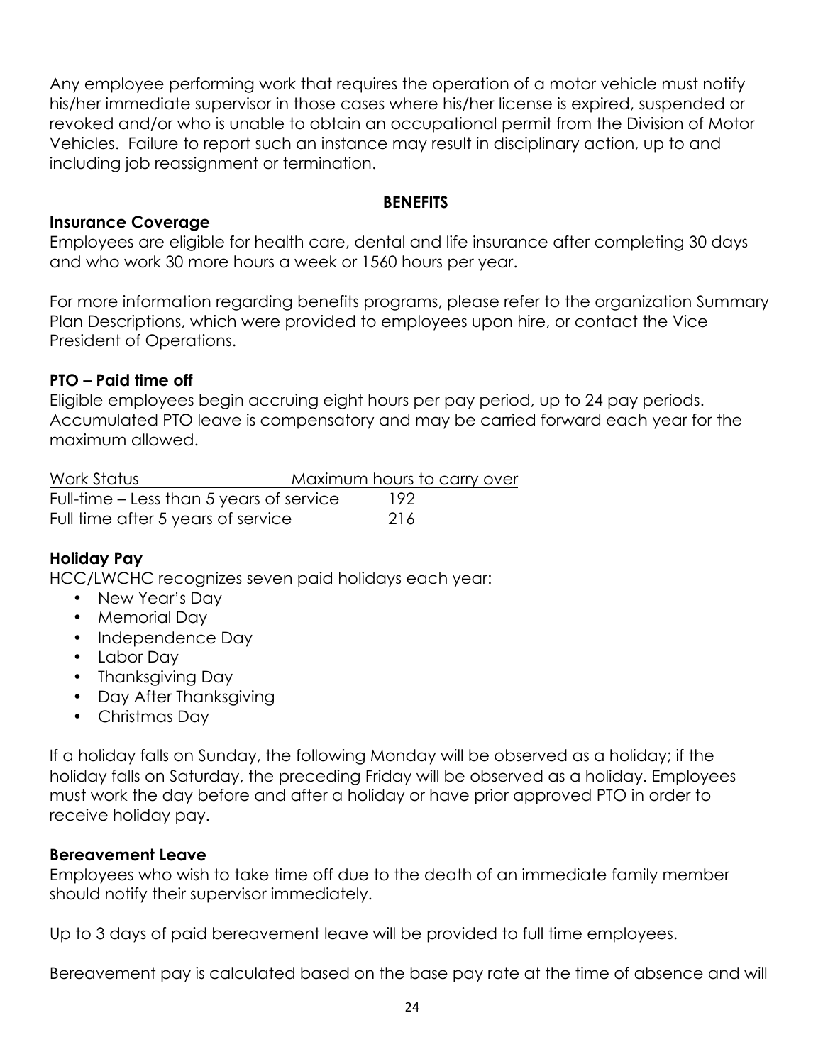Any employee performing work that requires the operation of a motor vehicle must notify his/her immediate supervisor in those cases where his/her license is expired, suspended or revoked and/or who is unable to obtain an occupational permit from the Division of Motor Vehicles. Failure to report such an instance may result in disciplinary action, up to and including job reassignment or termination.

## BENEFITS

### Insurance Coverage

Employees are eligible for health care, dental and life insurance after completing 30 days and who work 30 more hours a week or 1560 hours per year.

For more information regarding benefits programs, please refer to the organization Summary Plan Descriptions, which were provided to employees upon hire, or contact the Vice President of Operations.

### PTO – Paid time off

Eligible employees begin accruing eight hours per pay period, up to 24 pay periods. Accumulated PTO leave is compensatory and may be carried forward each year for the maximum allowed.

| Work Status | Maximum hours to carry over |
|---|---|
| Full-time – Less than 5 years of service | 192 |
| Full time after 5 years of service | 216 |

### Holiday Pay

HCC/LWCHC recognizes seven paid holidays each year:

- New Year's Day
- Memorial Day
- Independence Day
- Labor Day
- Thanksgiving Day
- Day After Thanksgiving
- Christmas Day

If a holiday falls on Sunday, the following Monday will be observed as a holiday; if the holiday falls on Saturday, the preceding Friday will be observed as a holiday. Employees must work the day before and after a holiday or have prior approved PTO in order to receive holiday pay.

### Bereavement Leave

Employees who wish to take time off due to the death of an immediate family member should notify their supervisor immediately.

Up to 3 days of paid bereavement leave will be provided to full time employees.

Bereavement pay is calculated based on the base pay rate at the time of absence and will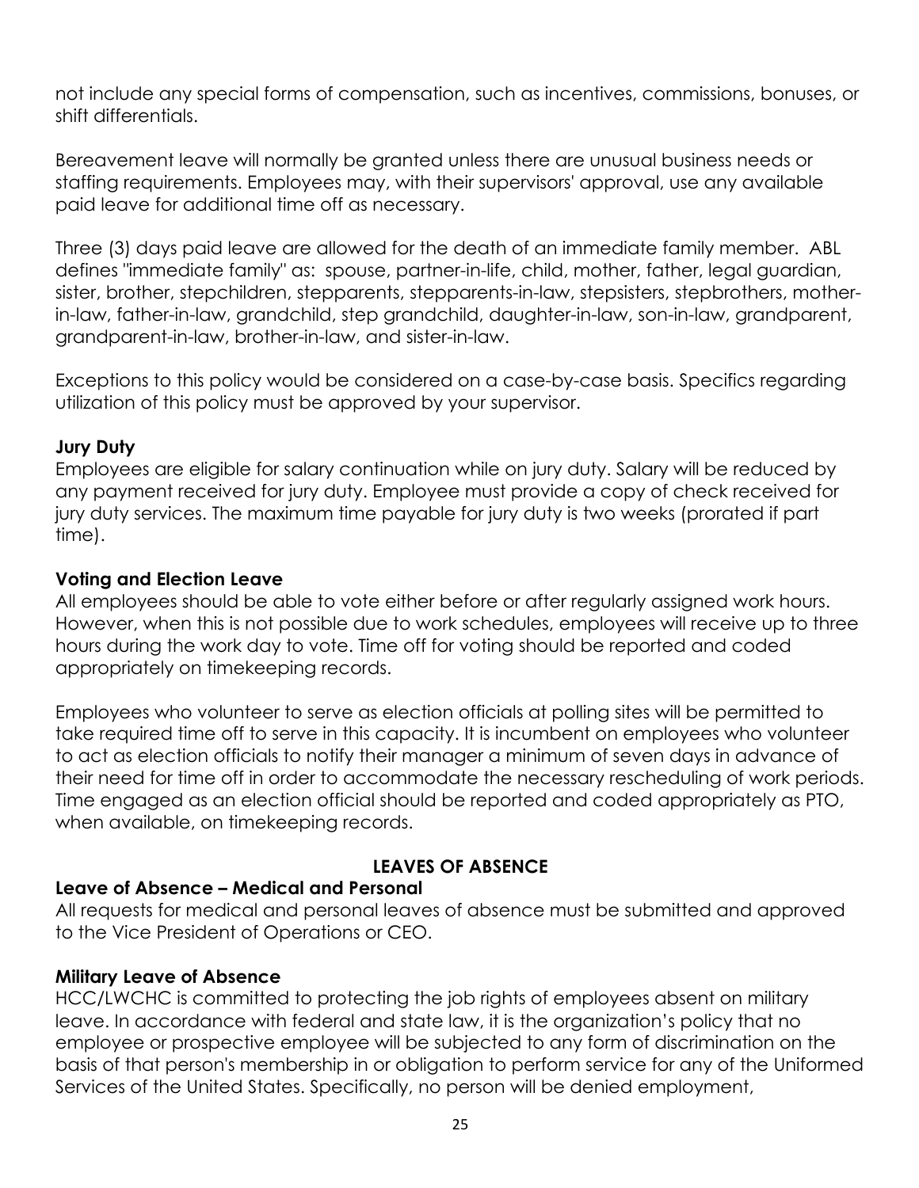not include any special forms of compensation, such as incentives, commissions, bonuses, or shift differentials.

Bereavement leave will normally be granted unless there are unusual business needs or staffing requirements. Employees may, with their supervisors' approval, use any available paid leave for additional time off as necessary.

Three (3) days paid leave are allowed for the death of an immediate family member. ABL defines "immediate family" as: spouse, partner-in-life, child, mother, father, legal guardian, sister, brother, stepchildren, stepparents, stepparents-in-law, stepsisters, stepbrothers, mother-in-law, father-in-law, grandchild, step grandchild, daughter-in-law, son-in-law, grandparent, grandparent-in-law, brother-in-law, and sister-in-law.

Exceptions to this policy would be considered on a case-by-case basis. Specifics regarding utilization of this policy must be approved by your supervisor.

**Jury Duty**

Employees are eligible for salary continuation while on jury duty. Salary will be reduced by any payment received for jury duty. Employee must provide a copy of check received for jury duty services. The maximum time payable for jury duty is two weeks (prorated if part time).

**Voting and Election Leave**

All employees should be able to vote either before or after regularly assigned work hours. However, when this is not possible due to work schedules, employees will receive up to three hours during the work day to vote. Time off for voting should be reported and coded appropriately on timekeeping records.

Employees who volunteer to serve as election officials at polling sites will be permitted to take required time off to serve in this capacity. It is incumbent on employees who volunteer to act as election officials to notify their manager a minimum of seven days in advance of their need for time off in order to accommodate the necessary rescheduling of work periods. Time engaged as an election official should be reported and coded appropriately as PTO, when available, on timekeeping records.

## LEAVES OF ABSENCE

**Leave of Absence – Medical and Personal**

All requests for medical and personal leaves of absence must be submitted and approved to the Vice President of Operations or CEO.

**Military Leave of Absence**

HCC/LWCHC is committed to protecting the job rights of employees absent on military leave. In accordance with federal and state law, it is the organization's policy that no employee or prospective employee will be subjected to any form of discrimination on the basis of that person's membership in or obligation to perform service for any of the Uniformed Services of the United States. Specifically, no person will be denied employment,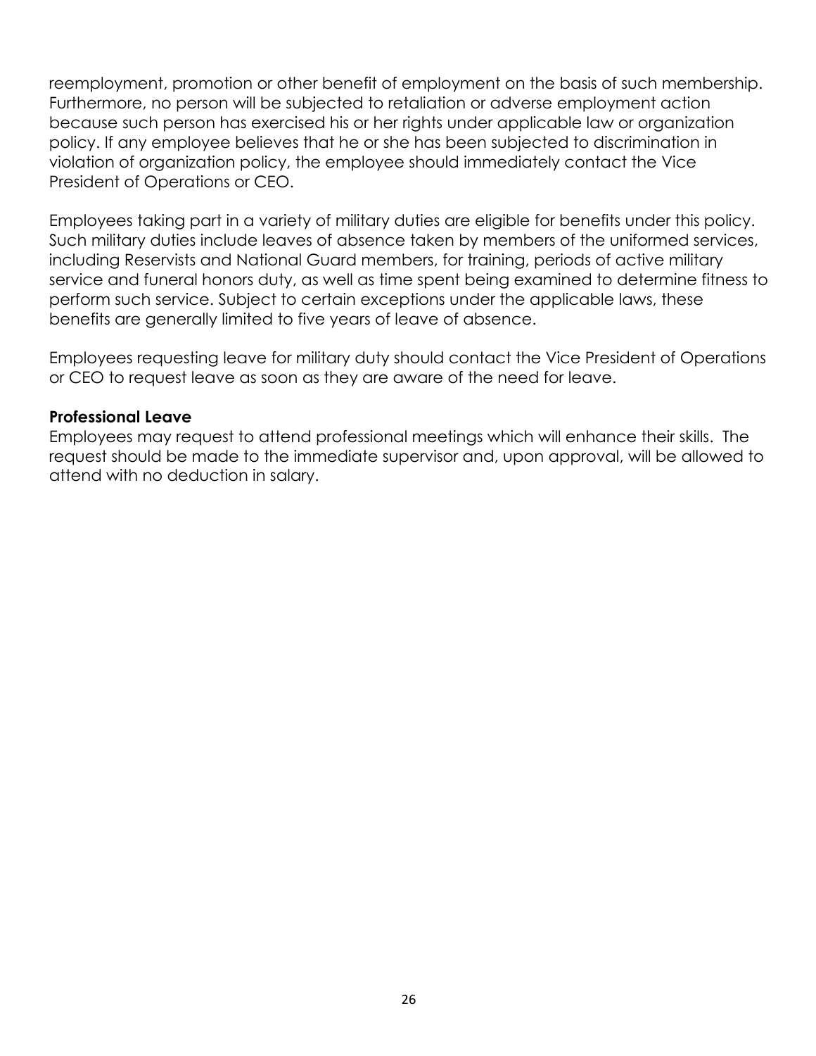reemployment, promotion or other benefit of employment on the basis of such membership. Furthermore, no person will be subjected to retaliation or adverse employment action because such person has exercised his or her rights under applicable law or organization policy. If any employee believes that he or she has been subjected to discrimination in violation of organization policy, the employee should immediately contact the Vice President of Operations or CEO.

Employees taking part in a variety of military duties are eligible for benefits under this policy. Such military duties include leaves of absence taken by members of the uniformed services, including Reservists and National Guard members, for training, periods of active military service and funeral honors duty, as well as time spent being examined to determine fitness to perform such service. Subject to certain exceptions under the applicable laws, these benefits are generally limited to five years of leave of absence.

Employees requesting leave for military duty should contact the Vice President of Operations or CEO to request leave as soon as they are aware of the need for leave.

**Professional Leave**
Employees may request to attend professional meetings which will enhance their skills. The request should be made to the immediate supervisor and, upon approval, will be allowed to attend with no deduction in salary.